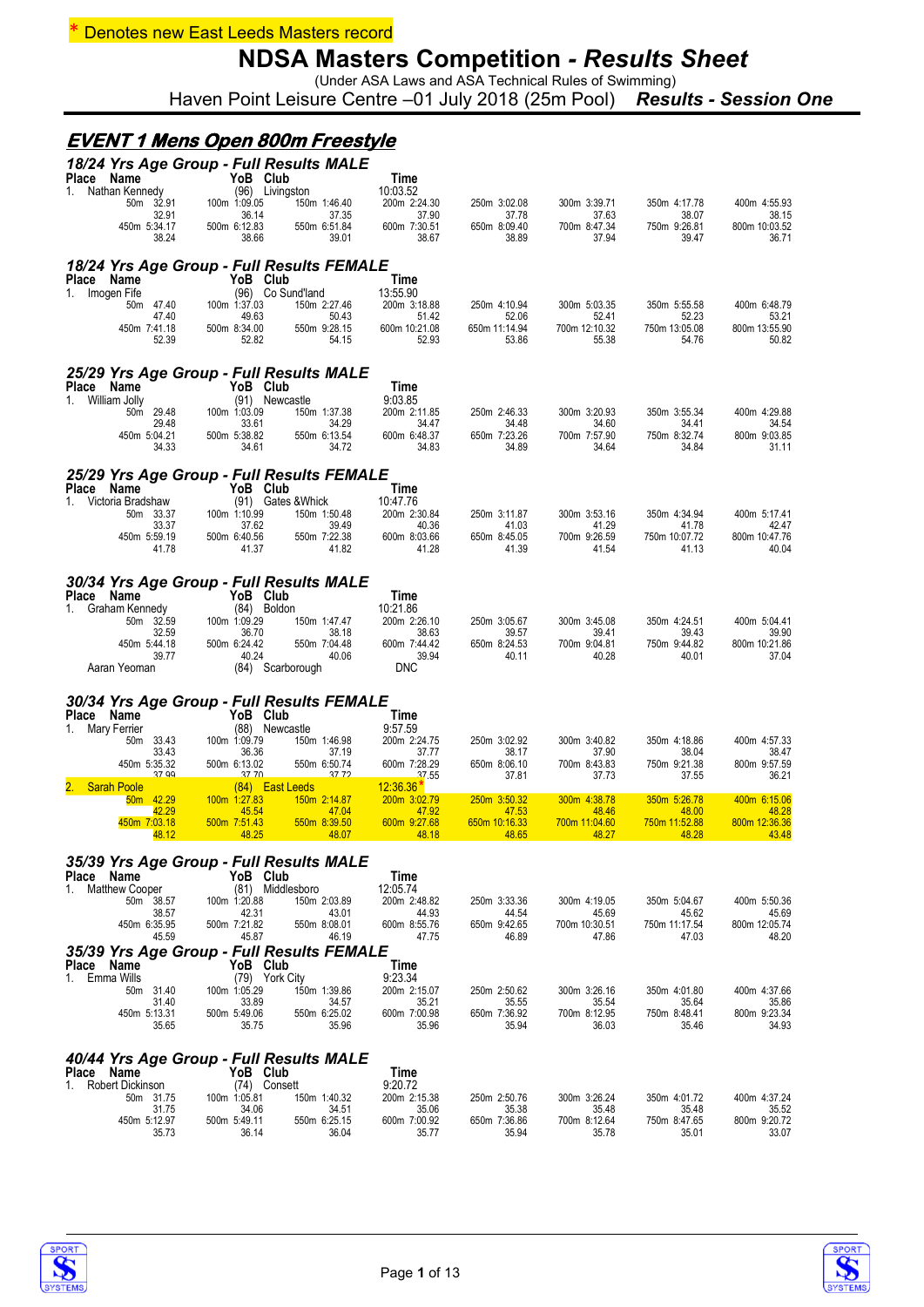\* Denotes new East Leeds Masters record

# NDSA Masters Competition - *Results Sheet*

(Under ASA Laws and ASA Technical Rules of Swimming)

Haven Point Leisure Centre –01 July 2018 (25m Pool) ***Results - Session One***

## *EVENT 1 Mens Open 800m Freestyle*

### *18/24 Yrs Age Group - Full Results MALE*

| Place | Name | YoB | Club | Time |
|---|---|---|---|---|
| 1. | Nathan Kennedy | (96) | Livingston | 10:03.52 |

| 50m 32.91 | 100m 1:09.05 | 150m 1:46.40 | 200m 2:24.30 | 250m 3:02.08 | 300m 3:39.71 | 350m 4:17.78 | 400m 4:55.93 |
|---|---|---|---|---|---|---|---|
| 32.91 | 36.14 | 37.35 | 37.90 | 37.78 | 37.63 | 38.07 | 38.15 |
| 450m 5:34.17 | 500m 6:12.83 | 550m 6:51.84 | 600m 7:30.51 | 650m 8:09.40 | 700m 8:47.34 | 750m 9:26.81 | 800m 10:03.52 |
| 38.24 | 38.66 | 39.01 | 38.67 | 38.89 | 37.94 | 39.47 | 36.71 |

### *18/24 Yrs Age Group - Full Results FEMALE*

| Place | Name | YoB | Club | Time |
|---|---|---|---|---|
| 1. | Imogen Fife | (96) | Co Sund'land | 13:55.90 |

| 50m 47.40 | 100m 1:37.03 | 150m 2:27.46 | 200m 3:18.88 | 250m 4:10.94 | 300m 5:03.35 | 350m 5:55.58 | 400m 6:48.79 |
|---|---|---|---|---|---|---|---|
| 47.40 | 49.63 | 50.43 | 51.42 | 52.06 | 52.41 | 52.23 | 53.21 |
| 450m 7:41.18 | 500m 8:34.00 | 550m 9:28.15 | 600m 10:21.08 | 650m 11:14.94 | 700m 12:10.32 | 750m 13:05.08 | 800m 13:55.90 |
| 52.39 | 52.82 | 54.15 | 52.93 | 53.86 | 55.38 | 54.76 | 50.82 |

### *25/29 Yrs Age Group - Full Results MALE*

| Place | Name | YoB | Club | Time |
|---|---|---|---|---|
| 1. | William Jolly | (91) | Newcastle | 9:03.85 |

| 50m 29.48 | 100m 1:03.09 | 150m 1:37.38 | 200m 2:11.85 | 250m 2:46.33 | 300m 3:20.93 | 350m 3:55.34 | 400m 4:29.88 |
|---|---|---|---|---|---|---|---|
| 29.48 | 33.61 | 34.29 | 34.47 | 34.48 | 34.60 | 34.41 | 34.54 |
| 450m 5:04.21 | 500m 5:38.82 | 550m 6:13.54 | 600m 6:48.37 | 650m 7:23.26 | 700m 7:57.90 | 750m 8:32.74 | 800m 9:03.85 |
| 34.33 | 34.61 | 34.72 | 34.83 | 34.89 | 34.64 | 34.84 | 31.11 |

### *25/29 Yrs Age Group - Full Results FEMALE*

| Place | Name | YoB | Club | Time |
|---|---|---|---|---|
| 1. | Victoria Bradshaw | (91) | Gates &Whick | 10:47.76 |

| 50m 33.37 | 100m 1:10.99 | 150m 1:50.48 | 200m 2:30.84 | 250m 3:11.87 | 300m 3:53.16 | 350m 4:34.94 | 400m 5:17.41 |
|---|---|---|---|---|---|---|---|
| 33.37 | 37.62 | 39.49 | 40.36 | 41.03 | 41.29 | 41.78 | 42.47 |
| 450m 5:59.19 | 500m 6:40.56 | 550m 7:22.38 | 600m 8:03.66 | 650m 8:45.05 | 700m 9:26.59 | 750m 10:07.72 | 800m 10:47.76 |
| 41.78 | 41.37 | 41.82 | 41.28 | 41.39 | 41.54 | 41.13 | 40.04 |

### *30/34 Yrs Age Group - Full Results MALE*

| Place | Name | YoB | Club | Time |
|---|---|---|---|---|
| 1. | Graham Kennedy | (84) | Boldon | 10:21.86 |
| | Aaran Yeoman | (84) | Scarborough | DNC |

Splits for Graham Kennedy:

| 50m 32.59 | 100m 1:09.29 | 150m 1:47.47 | 200m 2:26.10 | 250m 3:05.67 | 300m 3:45.08 | 350m 4:24.51 | 400m 5:04.41 |
|---|---|---|---|---|---|---|---|
| 32.59 | 36.70 | 38.18 | 38.63 | 39.57 | 39.41 | 39.43 | 39.90 |
| 450m 5:44.18 | 500m 6:24.42 | 550m 7:04.48 | 600m 7:44.42 | 650m 8:24.53 | 700m 9:04.81 | 750m 9:44.82 | 800m 10:21.86 |
| 39.77 | 40.24 | 40.06 | 39.94 | 40.11 | 40.28 | 40.01 | 37.04 |

### *30/34 Yrs Age Group - Full Results FEMALE*

| Place | Name | YoB | Club | Time |
|---|---|---|---|---|
| 1. | Mary Ferrier | (88) | Newcastle | 9:57.59 |
| 2. | Sarah Poole | (84) | East Leeds | 12:36.36\* |

Splits for Mary Ferrier:

| 50m 33.43 | 100m 1:09.79 | 150m 1:46.98 | 200m 2:24.75 | 250m 3:02.92 | 300m 3:40.82 | 350m 4:18.86 | 400m 4:57.33 |
|---|---|---|---|---|---|---|---|
| 33.43 | 36.36 | 37.19 | 37.77 | 38.17 | 37.90 | 38.04 | 38.47 |
| 450m 5:35.32 | 500m 6:13.02 | 550m 6:50.74 | 600m 7:28.29 | 650m 8:06.10 | 700m 8:43.83 | 750m 9:21.38 | 800m 9:57.59 |
| 37.99 | 37.70 | 37.72 | 37.55 | 37.81 | 37.73 | 37.55 | 36.21 |

Splits for Sarah Poole:

| 50m 42.29 | 100m 1:27.83 | 150m 2:14.87 | 200m 3:02.79 | 250m 3:50.32 | 300m 4:38.78 | 350m 5:26.78 | 400m 6:15.06 |
|---|---|---|---|---|---|---|---|
| 42.29 | 45.54 | 47.04 | 47.92 | 47.53 | 48.46 | 48.00 | 48.28 |
| 450m 7:03.18 | 500m 7:51.43 | 550m 8:39.50 | 600m 9:27.68 | 650m 10:16.33 | 700m 11:04.60 | 750m 11:52.88 | 800m 12:36.36 |
| 48.12 | 48.25 | 48.07 | 48.18 | 48.65 | 48.27 | 48.28 | 43.48 |

### *35/39 Yrs Age Group - Full Results MALE*

| Place | Name | YoB | Club | Time |
|---|---|---|---|---|
| 1. | Matthew Cooper | (81) | Middlesboro | 12:05.74 |

| 50m 38.57 | 100m 1:20.88 | 150m 2:03.89 | 200m 2:48.82 | 250m 3:33.36 | 300m 4:19.05 | 350m 5:04.67 | 400m 5:50.36 |
|---|---|---|---|---|---|---|---|
| 38.57 | 42.31 | 43.01 | 44.93 | 44.54 | 45.69 | 45.62 | 45.69 |
| 450m 6:35.95 | 500m 7:21.82 | 550m 8:08.01 | 600m 8:55.76 | 650m 9:42.65 | 700m 10:30.51 | 750m 11:17.54 | 800m 12:05.74 |
| 45.59 | 45.87 | 46.19 | 47.75 | 46.89 | 47.86 | 47.03 | 48.20 |

### *35/39 Yrs Age Group - Full Results FEMALE*

| Place | Name | YoB | Club | Time |
|---|---|---|---|---|
| 1. | Emma Wills | (79) | York City | 9:23.34 |

| 50m 31.40 | 100m 1:05.29 | 150m 1:39.86 | 200m 2:15.07 | 250m 2:50.62 | 300m 3:26.16 | 350m 4:01.80 | 400m 4:37.66 |
|---|---|---|---|---|---|---|---|
| 31.40 | 33.89 | 34.57 | 35.21 | 35.55 | 35.54 | 35.64 | 35.86 |
| 450m 5:13.31 | 500m 5:49.06 | 550m 6:25.02 | 600m 7:00.98 | 650m 7:36.92 | 700m 8:12.95 | 750m 8:48.41 | 800m 9:23.34 |
| 35.65 | 35.75 | 35.96 | 35.96 | 35.94 | 36.03 | 35.46 | 34.93 |

### *40/44 Yrs Age Group - Full Results MALE*

| Place | Name | YoB | Club | Time |
|---|---|---|---|---|
| 1. | Robert Dickinson | (74) | Consett | 9:20.72 |

| 50m 31.75 | 100m 1:05.81 | 150m 1:40.32 | 200m 2:15.38 | 250m 2:50.76 | 300m 3:26.24 | 350m 4:01.72 | 400m 4:37.24 |
|---|---|---|---|---|---|---|---|
| 31.75 | 34.06 | 34.51 | 35.06 | 35.38 | 35.48 | 35.48 | 35.52 |
| 450m 5:12.97 | 500m 5:49.11 | 550m 6:25.15 | 600m 7:00.92 | 650m 7:36.86 | 700m 8:12.64 | 750m 8:47.65 | 800m 9:20.72 |
| 35.73 | 36.14 | 36.04 | 35.77 | 35.94 | 35.78 | 35.01 | 33.07 |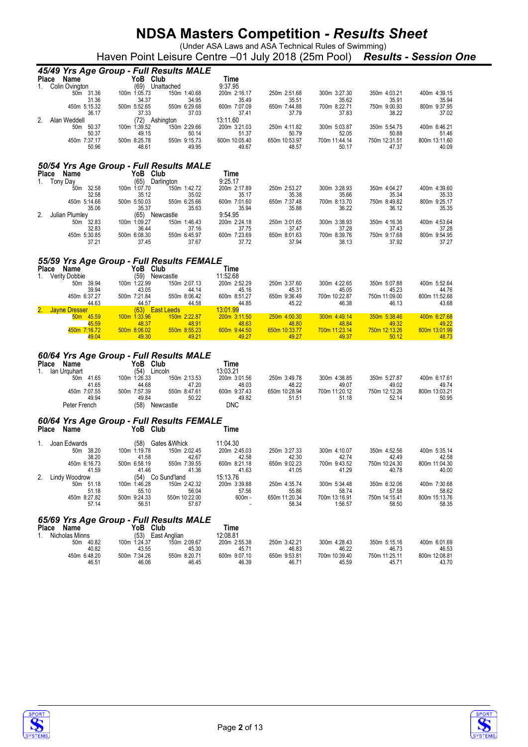# NDSA Masters Competition - *Results Sheet*

(Under ASA Laws and ASA Technical Rules of Swimming)

Haven Point Leisure Centre –01 July 2018 (25m Pool) ***Results - Session One***

## *45/49 Yrs Age Group - Full Results MALE*

| Place | Name | YoB | Club | Time |
|---|---|---|---|---|
| 1. | Colin Ovington | (69) | Unattached | 9:37.95 |
| 2. | Alan Weddell | (72) | Ashington | 13:11.60 |

**Colin Ovington**

| 50m 31.36 | 100m 1:05.73 | 150m 1:40.68 | 200m 2:16.17 | 250m 2:51.68 | 300m 3:27.30 | 350m 4:03.21 | 400m 4:39.15 |
|---|---|---|---|---|---|---|---|
| 31.36 | 34.37 | 34.95 | 35.49 | 35.51 | 35.62 | 35.91 | 35.94 |
| 450m 5:15.32 | 500m 5:52.65 | 550m 6:29.68 | 600m 7:07.09 | 650m 7:44.88 | 700m 8:22.71 | 750m 9:00.93 | 800m 9:37.95 |
| 36.17 | 37.33 | 37.03 | 37.41 | 37.79 | 37.83 | 38.22 | 37.02 |

**Alan Weddell**

| 50m 50.37 | 100m 1:39.52 | 150m 2:29.66 | 200m 3:21.03 | 250m 4:11.82 | 300m 5:03.87 | 350m 5:54.75 | 400m 6:46.21 |
|---|---|---|---|---|---|---|---|
| 50.37 | 49.15 | 50.14 | 51.37 | 50.79 | 52.05 | 50.88 | 51.46 |
| 450m 7:37.17 | 500m 8:25.78 | 550m 9:15.73 | 600m 10:05.40 | 650m 10:53.97 | 700m 11:44.14 | 750m 12:31.51 | 800m 13:11.60 |
| 50.96 | 48.61 | 49.95 | 49.67 | 48.57 | 50.17 | 47.37 | 40.09 |

## *50/54 Yrs Age Group - Full Results MALE*

| Place | Name | YoB | Club | Time |
|---|---|---|---|---|
| 1. | Tony Day | (65) | Darlington | 9:25.17 |
| 2. | Julian Plumley | (65) | Newcastle | 9:54.95 |

**Tony Day**

| 50m 32.58 | 100m 1:07.70 | 150m 1:42.72 | 200m 2:17.89 | 250m 2:53.27 | 300m 3:28.93 | 350m 4:04.27 | 400m 4:39.60 |
|---|---|---|---|---|---|---|---|
| 32.58 | 35.12 | 35.02 | 35.17 | 35.38 | 35.66 | 35.34 | 35.33 |
| 450m 5:14.66 | 500m 5:50.03 | 550m 6:25.66 | 600m 7:01.60 | 650m 7:37.48 | 700m 8:13.70 | 750m 8:49.82 | 800m 9:25.17 |
| 35.06 | 35.37 | 35.63 | 35.94 | 35.88 | 36.22 | 36.12 | 35.35 |

**Julian Plumley**

| 50m 32.83 | 100m 1:09.27 | 150m 1:46.43 | 200m 2:24.18 | 250m 3:01.65 | 300m 3:38.93 | 350m 4:16.36 | 400m 4:53.64 |
|---|---|---|---|---|---|---|---|
| 32.83 | 36.44 | 37.16 | 37.75 | 37.47 | 37.28 | 37.43 | 37.28 |
| 450m 5:30.85 | 500m 6:08.30 | 550m 6:45.97 | 600m 7:23.69 | 650m 8:01.63 | 700m 8:39.76 | 750m 9:17.68 | 800m 9:54.95 |
| 37.21 | 37.45 | 37.67 | 37.72 | 37.94 | 38.13 | 37.92 | 37.27 |

## *55/59 Yrs Age Group - Full Results FEMALE*

| Place | Name | YoB | Club | Time |
|---|---|---|---|---|
| 1. | Verity Dobbie | (59) | Newcastle | 11:52.68 |
| 2. | Jayne Dresser | (63) | East Leeds | 13:01.99 |

**Verity Dobbie**

| 50m 39.94 | 100m 1:22.99 | 150m 2:07.13 | 200m 2:52.29 | 250m 3:37.60 | 300m 4:22.65 | 350m 5:07.88 | 400m 5:52.64 |
|---|---|---|---|---|---|---|---|
| 39.94 | 43.05 | 44.14 | 45.16 | 45.31 | 45.05 | 45.23 | 44.76 |
| 450m 6:37.27 | 500m 7:21.84 | 550m 8:06.42 | 600m 8:51.27 | 650m 9:36.49 | 700m 10:22.87 | 750m 11:09.00 | 800m 11:52.68 |
| 44.63 | 44.57 | 44.58 | 44.85 | 45.22 | 46.38 | 46.13 | 43.68 |

**Jayne Dresser**

| 50m 45.59 | 100m 1:33.96 | 150m 2:22.87 | 200m 3:11.50 | 250m 4:00.30 | 300m 4:49.14 | 350m 5:38.46 | 400m 6:27.68 |
|---|---|---|---|---|---|---|---|
| 45.59 | 48.37 | 48.91 | 48.63 | 48.80 | 48.84 | 49.32 | 49.22 |
| 450m 7:16.72 | 500m 8:06.02 | 550m 8:55.23 | 600m 9:44.50 | 650m 10:33.77 | 700m 11:23.14 | 750m 12:13.26 | 800m 13:01.99 |
| 49.04 | 49.30 | 49.21 | 49.27 | 49.27 | 49.37 | 50.12 | 48.73 |

## *60/64 Yrs Age Group - Full Results MALE*

| Place | Name | YoB | Club | Time |
|---|---|---|---|---|
| 1. | Ian Urquhart | (54) | Lincoln | 13:03.21 |
| | Peter French | (58) | Newcastle | DNC |

**Ian Urquhart**

| 50m 41.65 | 100m 1:26.33 | 150m 2:13.53 | 200m 3:01.56 | 250m 3:49.78 | 300m 4:38.85 | 350m 5:27.87 | 400m 6:17.61 |
|---|---|---|---|---|---|---|---|
| 41.65 | 44.68 | 47.20 | 48.03 | 48.22 | 49.07 | 49.02 | 49.74 |
| 450m 7:07.55 | 500m 7:57.39 | 550m 8:47.61 | 600m 9:37.43 | 650m 10:28.94 | 700m 11:20.12 | 750m 12:12.26 | 800m 13:03.21 |
| 49.94 | 49.84 | 50.22 | 49.82 | 51.51 | 51.18 | 52.14 | 50.95 |

## *60/64 Yrs Age Group - Full Results FEMALE*

| Place | Name | YoB | Club | Time |
|---|---|---|---|---|
| 1. | Joan Edwards | (58) | Gates &Whick | 11:04.30 |
| 2. | Lindy Woodrow | (54) | Co Sund'land | 15:13.76 |

**Joan Edwards**

| 50m 38.20 | 100m 1:19.78 | 150m 2:02.45 | 200m 2:45.03 | 250m 3:27.33 | 300m 4:10.07 | 350m 4:52.56 | 400m 5:35.14 |
|---|---|---|---|---|---|---|---|
| 38.20 | 41.58 | 42.67 | 42.58 | 42.30 | 42.74 | 42.49 | 42.58 |
| 450m 6:16.73 | 500m 6:58.19 | 550m 7:39.55 | 600m 8:21.18 | 650m 9:02.23 | 700m 9:43.52 | 750m 10:24.30 | 800m 11:04.30 |
| 41.59 | 41.46 | 41.36 | 41.63 | 41.05 | 41.29 | 40.78 | 40.00 |

**Lindy Woodrow**

| 50m 51.18 | 100m 1:46.28 | 150m 2:42.32 | 200m 3:39.88 | 250m 4:35.74 | 300m 5:34.48 | 350m 6:32.06 | 400m 7:30.68 |
|---|---|---|---|---|---|---|---|
| 51.18 | 55.10 | 56.04 | 57.56 | 55.86 | 58.74 | 57.58 | 58.62 |
| 450m 8:27.82 | 500m 9:24.33 | 550m 10:22.00 | 600m - | 650m 11:20.34 | 700m 13:16.91 | 750m 14:15.41 | 800m 15:13.76 |
| 57.14 | 56.51 | 57.67 | - | 58.34 | 1:56.57 | 58.50 | 58.35 |

## *65/69 Yrs Age Group - Full Results MALE*

| Place | Name | YoB | Club | Time |
|---|---|---|---|---|
| 1. | Nicholas Minns | (53) | East Anglian | 12:08.81 |

**Nicholas Minns**

| 50m 40.82 | 100m 1:24.37 | 150m 2:09.67 | 200m 2:55.38 | 250m 3:42.21 | 300m 4:28.43 | 350m 5:15.16 | 400m 6:01.69 |
|---|---|---|---|---|---|---|---|
| 40.82 | 43.55 | 45.30 | 45.71 | 46.83 | 46.22 | 46.73 | 46.53 |
| 450m 6:48.20 | 500m 7:34.26 | 550m 8:20.71 | 600m 9:07.10 | 650m 9:53.81 | 700m 10:39.40 | 750m 11:25.11 | 800m 12:08.81 |
| 46.51 | 46.06 | 46.45 | 46.39 | 46.71 | 45.59 | 45.71 | 43.70 |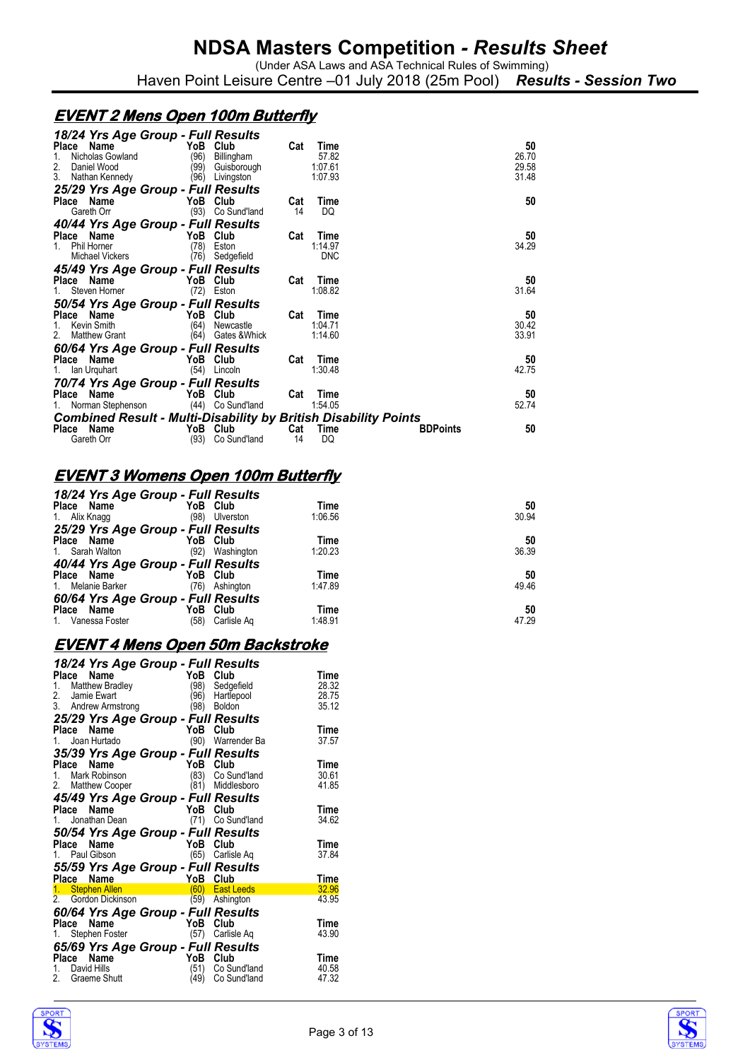# NDSA Masters Competition - *Results Sheet*

(Under ASA Laws and ASA Technical Rules of Swimming)

Haven Point Leisure Centre –01 July 2018 (25m Pool) ***Results - Session Two***

## *EVENT 2 Mens Open 100m Butterfly*

### *18/24 Yrs Age Group - Full Results*

| Place | Name | YoB | Club | Cat | Time | 50 |
|---|---|---|---|---|---|---|
| 1. | Nicholas Gowland | (96) | Billingham | | 57.82 | 26.70 |
| 2. | Daniel Wood | (99) | Guisborough | | 1:07.61 | 29.58 |
| 3. | Nathan Kennedy | (96) | Livingston | | 1:07.93 | 31.48 |

### *25/29 Yrs Age Group - Full Results*

| Place | Name | YoB | Club | Cat | Time | 50 |
|---|---|---|---|---|---|---|
| | Gareth Orr | (93) | Co Sund'land | 14 | DQ | |

### *40/44 Yrs Age Group - Full Results*

| Place | Name | YoB | Club | Cat | Time | 50 |
|---|---|---|---|---|---|---|
| 1. | Phil Horner | (78) | Eston | | 1:14.97 | 34.29 |
| | Michael Vickers | (76) | Sedgefield | | DNC | |

### *45/49 Yrs Age Group - Full Results*

| Place | Name | YoB | Club | Cat | Time | 50 |
|---|---|---|---|---|---|---|
| 1. | Steven Horner | (72) | Eston | | 1:08.82 | 31.64 |

### *50/54 Yrs Age Group - Full Results*

| Place | Name | YoB | Club | Cat | Time | 50 |
|---|---|---|---|---|---|---|
| 1. | Kevin Smith | (64) | Newcastle | | 1:04.71 | 30.42 |
| 2. | Matthew Grant | (64) | Gates &Whick | | 1:14.60 | 33.91 |

### *60/64 Yrs Age Group - Full Results*

| Place | Name | YoB | Club | Cat | Time | 50 |
|---|---|---|---|---|---|---|
| 1. | Ian Urquhart | (54) | Lincoln | | 1:30.48 | 42.75 |

### *70/74 Yrs Age Group - Full Results*

| Place | Name | YoB | Club | Cat | Time | 50 |
|---|---|---|---|---|---|---|
| 1. | Norman Stephenson | (44) | Co Sund'land | | 1:54.05 | 52.74 |

### *Combined Result - Multi-Disability by British Disability Points*

| Place | Name | YoB | Club | Cat | Time | BDPoints | 50 |
|---|---|---|---|---|---|---|---|
| | Gareth Orr | (93) | Co Sund'land | 14 | DQ | | |

## *EVENT 3 Womens Open 100m Butterfly*

### *18/24 Yrs Age Group - Full Results*

| Place | Name | YoB | Club | Time | 50 |
|---|---|---|---|---|---|
| 1. | Alix Knagg | (98) | Ulverston | 1:06.56 | 30.94 |

### *25/29 Yrs Age Group - Full Results*

| Place | Name | YoB | Club | Time | 50 |
|---|---|---|---|---|---|
| 1. | Sarah Walton | (92) | Washington | 1:20.23 | 36.39 |

### *40/44 Yrs Age Group - Full Results*

| Place | Name | YoB | Club | Time | 50 |
|---|---|---|---|---|---|
| 1. | Melanie Barker | (76) | Ashington | 1:47.89 | 49.46 |

### *60/64 Yrs Age Group - Full Results*

| Place | Name | YoB | Club | Time | 50 |
|---|---|---|---|---|---|
| 1. | Vanessa Foster | (58) | Carlisle Aq | 1:48.91 | 47.29 |

## *EVENT 4 Mens Open 50m Backstroke*

### *18/24 Yrs Age Group - Full Results*

| Place | Name | YoB | Club | Time |
|---|---|---|---|---|
| 1. | Matthew Bradley | (98) | Sedgefield | 28.32 |
| 2. | Jamie Ewart | (96) | Hartlepool | 28.75 |
| 3. | Andrew Armstrong | (98) | Boldon | 35.12 |

### *25/29 Yrs Age Group - Full Results*

| Place | Name | YoB | Club | Time |
|---|---|---|---|---|
| 1. | Joan Hurtado | (90) | Warrender Ba | 37.57 |

### *35/39 Yrs Age Group - Full Results*

| Place | Name | YoB | Club | Time |
|---|---|---|---|---|
| 1. | Mark Robinson | (83) | Co Sund'land | 30.61 |
| 2. | Matthew Cooper | (81) | Middlesboro | 41.85 |

### *45/49 Yrs Age Group - Full Results*

| Place | Name | YoB | Club | Time |
|---|---|---|---|---|
| 1. | Jonathan Dean | (71) | Co Sund'land | 34.62 |

### *50/54 Yrs Age Group - Full Results*

| Place | Name | YoB | Club | Time |
|---|---|---|---|---|
| 1. | Paul Gibson | (65) | Carlisle Aq | 37.84 |

### *55/59 Yrs Age Group - Full Results*

| Place | Name | YoB | Club | Time |
|---|---|---|---|---|
| 1. | Stephen Allen | (60) | East Leeds | 32.96 |
| 2. | Gordon Dickinson | (59) | Ashington | 43.95 |

### *60/64 Yrs Age Group - Full Results*

| Place | Name | YoB | Club | Time |
|---|---|---|---|---|
| 1. | Stephen Foster | (57) | Carlisle Aq | 43.90 |

### *65/69 Yrs Age Group - Full Results*

| Place | Name | YoB | Club | Time |
|---|---|---|---|---|
| 1. | David Hills | (51) | Co Sund'land | 40.58 |
| 2. | Graeme Shutt | (49) | Co Sund'land | 47.32 |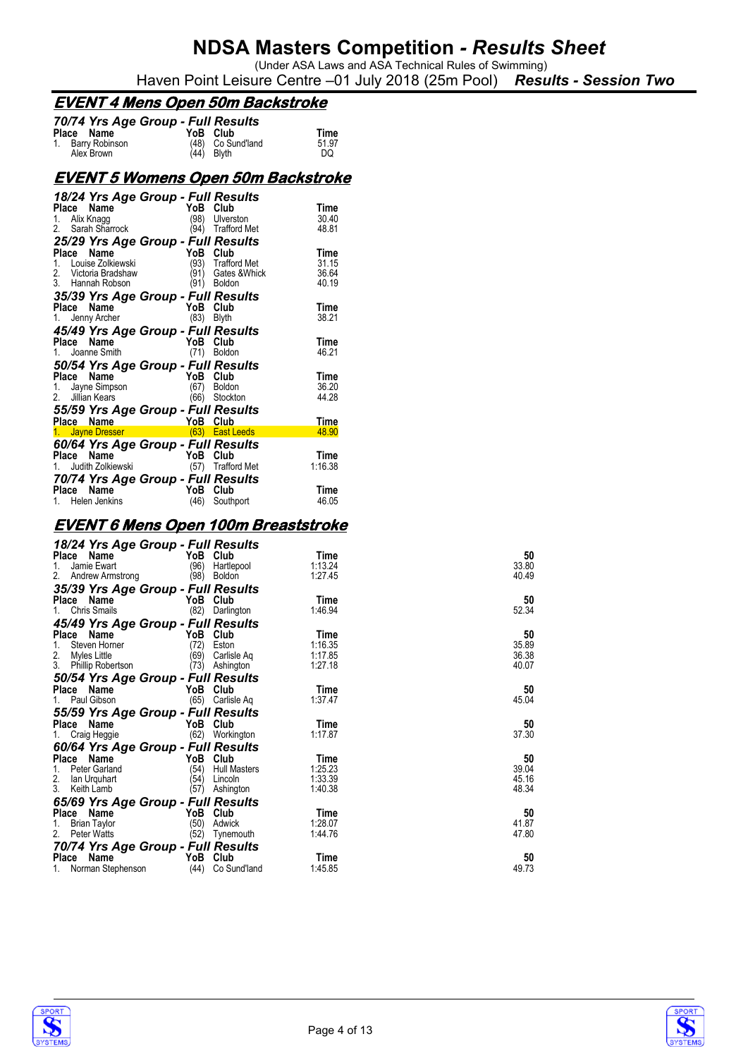# NDSA Masters Competition - *Results Sheet*

(Under ASA Laws and ASA Technical Rules of Swimming)

Haven Point Leisure Centre –01 July 2018 (25m Pool) ***Results - Session Two***

## EVENT 4 Mens Open 50m Backstroke

### 70/74 Yrs Age Group - Full Results

| Place | Name | YoB | Club | Time |
|---|---|---|---|---|
| 1. | Barry Robinson | (48) | Co Sund'land | 51.97 |
| | Alex Brown | (44) | Blyth | DQ |

## EVENT 5 Womens Open 50m Backstroke

### 18/24 Yrs Age Group - Full Results

| Place | Name | YoB | Club | Time |
|---|---|---|---|---|
| 1. | Alix Knagg | (98) | Ulverston | 30.40 |
| 2. | Sarah Sharrock | (94) | Trafford Met | 48.81 |

### 25/29 Yrs Age Group - Full Results

| Place | Name | YoB | Club | Time |
|---|---|---|---|---|
| 1. | Louise Zolkiewski | (93) | Trafford Met | 31.15 |
| 2. | Victoria Bradshaw | (91) | Gates &Whick | 36.64 |
| 3. | Hannah Robson | (91) | Boldon | 40.19 |

### 35/39 Yrs Age Group - Full Results

| Place | Name | YoB | Club | Time |
|---|---|---|---|---|
| 1. | Jenny Archer | (83) | Blyth | 38.21 |

### 45/49 Yrs Age Group - Full Results

| Place | Name | YoB | Club | Time |
|---|---|---|---|---|
| 1. | Joanne Smith | (71) | Boldon | 46.21 |

### 50/54 Yrs Age Group - Full Results

| Place | Name | YoB | Club | Time |
|---|---|---|---|---|
| 1. | Jayne Simpson | (67) | Boldon | 36.20 |
| 2. | Jillian Kears | (66) | Stockton | 44.28 |

### 55/59 Yrs Age Group - Full Results

| Place | Name | YoB | Club | Time |
|---|---|---|---|---|
| 1. | Jayne Dresser | (63) | East Leeds | 48.90 |

### 60/64 Yrs Age Group - Full Results

| Place | Name | YoB | Club | Time |
|---|---|---|---|---|
| 1. | Judith Zolkiewski | (57) | Trafford Met | 1:16.38 |

### 70/74 Yrs Age Group - Full Results

| Place | Name | YoB | Club | Time |
|---|---|---|---|---|
| 1. | Helen Jenkins | (46) | Southport | 46.05 |

## EVENT 6 Mens Open 100m Breaststroke

### 18/24 Yrs Age Group - Full Results

| Place | Name | YoB | Club | Time | 50 |
|---|---|---|---|---|---|
| 1. | Jamie Ewart | (96) | Hartlepool | 1:13.24 | 33.80 |
| 2. | Andrew Armstrong | (98) | Boldon | 1:27.45 | 40.49 |

### 35/39 Yrs Age Group - Full Results

| Place | Name | YoB | Club | Time | 50 |
|---|---|---|---|---|---|
| 1. | Chris Smails | (82) | Darlington | 1:46.94 | 52.34 |

### 45/49 Yrs Age Group - Full Results

| Place | Name | YoB | Club | Time | 50 |
|---|---|---|---|---|---|
| 1. | Steven Horner | (72) | Eston | 1:16.35 | 35.89 |
| 2. | Myles Little | (69) | Carlisle Aq | 1:17.85 | 36.38 |
| 3. | Phillip Robertson | (73) | Ashington | 1:27.18 | 40.07 |

### 50/54 Yrs Age Group - Full Results

| Place | Name | YoB | Club | Time | 50 |
|---|---|---|---|---|---|
| 1. | Paul Gibson | (65) | Carlisle Aq | 1:37.47 | 45.04 |

### 55/59 Yrs Age Group - Full Results

| Place | Name | YoB | Club | Time | 50 |
|---|---|---|---|---|---|
| 1. | Craig Heggie | (62) | Workington | 1:17.87 | 37.30 |

### 60/64 Yrs Age Group - Full Results

| Place | Name | YoB | Club | Time | 50 |
|---|---|---|---|---|---|
| 1. | Peter Garland | (54) | Hull Masters | 1:25.23 | 39.04 |
| 2. | Ian Urquhart | (54) | Lincoln | 1:33.39 | 45.16 |
| 3. | Keith Lamb | (57) | Ashington | 1:40.38 | 48.34 |

### 65/69 Yrs Age Group - Full Results

| Place | Name | YoB | Club | Time | 50 |
|---|---|---|---|---|---|
| 1. | Brian Taylor | (50) | Adwick | 1:28.07 | 41.87 |
| 2. | Peter Watts | (52) | Tynemouth | 1:44.76 | 47.80 |

### 70/74 Yrs Age Group - Full Results

| Place | Name | YoB | Club | Time | 50 |
|---|---|---|---|---|---|
| 1. | Norman Stephenson | (44) | Co Sund'land | 1:45.85 | 49.73 |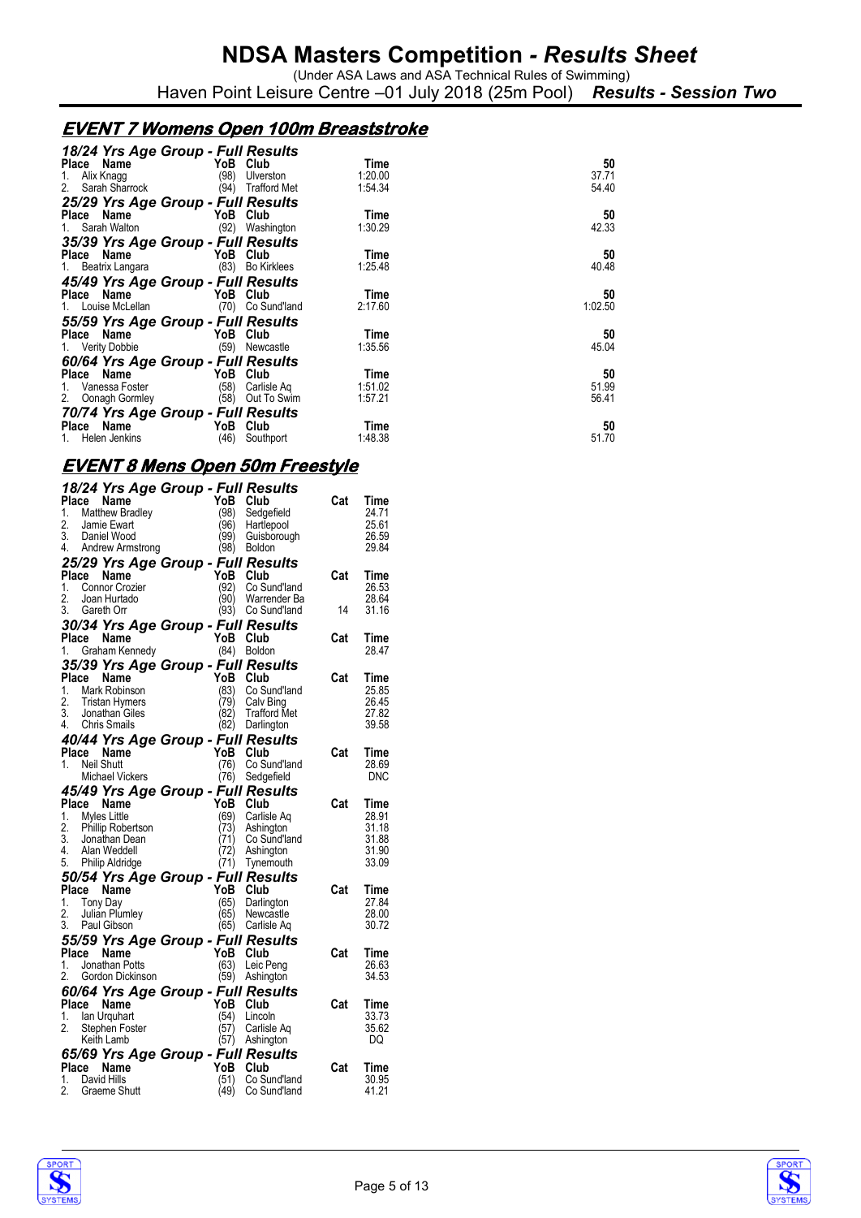# NDSA Masters Competition - *Results Sheet*

(Under ASA Laws and ASA Technical Rules of Swimming)

Haven Point Leisure Centre –01 July 2018 (25m Pool) ***Results - Session Two***

## EVENT 7 Womens Open 100m Breaststroke

### 18/24 Yrs Age Group - Full Results

| Place | Name | YoB | Club | Time | 50 |
|---|---|---|---|---|---|
| 1. | Alix Knagg | (98) | Ulverston | 1:20.00 | 37.71 |
| 2. | Sarah Sharrock | (94) | Trafford Met | 1:54.34 | 54.40 |

### 25/29 Yrs Age Group - Full Results

| Place | Name | YoB | Club | Time | 50 |
|---|---|---|---|---|---|
| 1. | Sarah Walton | (92) | Washington | 1:30.29 | 42.33 |

### 35/39 Yrs Age Group - Full Results

| Place | Name | YoB | Club | Time | 50 |
|---|---|---|---|---|---|
| 1. | Beatrix Langara | (83) | Bo Kirklees | 1:25.48 | 40.48 |

### 45/49 Yrs Age Group - Full Results

| Place | Name | YoB | Club | Time | 50 |
|---|---|---|---|---|---|
| 1. | Louise McLellan | (70) | Co Sund'land | 2:17.60 | 1:02.50 |

### 55/59 Yrs Age Group - Full Results

| Place | Name | YoB | Club | Time | 50 |
|---|---|---|---|---|---|
| 1. | Verity Dobbie | (59) | Newcastle | 1:35.56 | 45.04 |

### 60/64 Yrs Age Group - Full Results

| Place | Name | YoB | Club | Time | 50 |
|---|---|---|---|---|---|
| 1. | Vanessa Foster | (58) | Carlisle Aq | 1:51.02 | 51.99 |
| 2. | Oonagh Gormley | (58) | Out To Swim | 1:57.21 | 56.41 |

### 70/74 Yrs Age Group - Full Results

| Place | Name | YoB | Club | Time | 50 |
|---|---|---|---|---|---|
| 1. | Helen Jenkins | (46) | Southport | 1:48.38 | 51.70 |

## EVENT 8 Mens Open 50m Freestyle

### 18/24 Yrs Age Group - Full Results

| Place | Name | YoB | Club | Cat | Time |
|---|---|---|---|---|---|
| 1. | Matthew Bradley | (98) | Sedgefield | | 24.71 |
| 2. | Jamie Ewart | (96) | Hartlepool | | 25.61 |
| 3. | Daniel Wood | (99) | Guisborough | | 26.59 |
| 4. | Andrew Armstrong | (98) | Boldon | | 29.84 |

### 25/29 Yrs Age Group - Full Results

| Place | Name | YoB | Club | Cat | Time |
|---|---|---|---|---|---|
| 1. | Connor Crozier | (92) | Co Sund'land | | 26.53 |
| 2. | Joan Hurtado | (90) | Warrender Ba | | 28.64 |
| 3. | Gareth Orr | (93) | Co Sund'land | 14 | 31.16 |

### 30/34 Yrs Age Group - Full Results

| Place | Name | YoB | Club | Cat | Time |
|---|---|---|---|---|---|
| 1. | Graham Kennedy | (84) | Boldon | | 28.47 |

### 35/39 Yrs Age Group - Full Results

| Place | Name | YoB | Club | Cat | Time |
|---|---|---|---|---|---|
| 1. | Mark Robinson | (83) | Co Sund'land | | 25.85 |
| 2. | Tristan Hymers | (79) | Calv Bing | | 26.45 |
| 3. | Jonathan Giles | (82) | Trafford Met | | 27.82 |
| 4. | Chris Smails | (82) | Darlington | | 39.58 |

### 40/44 Yrs Age Group - Full Results

| Place | Name | YoB | Club | Cat | Time |
|---|---|---|---|---|---|
| 1. | Neil Shutt | (76) | Co Sund'land | | 28.69 |
| | Michael Vickers | (76) | Sedgefield | | DNC |

### 45/49 Yrs Age Group - Full Results

| Place | Name | YoB | Club | Cat | Time |
|---|---|---|---|---|---|
| 1. | Myles Little | (69) | Carlisle Aq | | 28.91 |
| 2. | Phillip Robertson | (73) | Ashington | | 31.18 |
| 3. | Jonathan Dean | (71) | Co Sund'land | | 31.88 |
| 4. | Alan Weddell | (72) | Ashington | | 31.90 |
| 5. | Philip Aldridge | (71) | Tynemouth | | 33.09 |

### 50/54 Yrs Age Group - Full Results

| Place | Name | YoB | Club | Cat | Time |
|---|---|---|---|---|---|
| 1. | Tony Day | (65) | Darlington | | 27.84 |
| 2. | Julian Plumley | (65) | Newcastle | | 28.00 |
| 3. | Paul Gibson | (65) | Carlisle Aq | | 30.72 |

### 55/59 Yrs Age Group - Full Results

| Place | Name | YoB | Club | Cat | Time |
|---|---|---|---|---|---|
| 1. | Jonathan Potts | (63) | Leic Peng | | 26.63 |
| 2. | Gordon Dickinson | (59) | Ashington | | 34.53 |

### 60/64 Yrs Age Group - Full Results

| Place | Name | YoB | Club | Cat | Time |
|---|---|---|---|---|---|
| 1. | Ian Urquhart | (54) | Lincoln | | 33.73 |
| 2. | Stephen Foster | (57) | Carlisle Aq | | 35.62 |
| | Keith Lamb | (57) | Ashington | | DQ |

### 65/69 Yrs Age Group - Full Results

| Place | Name | YoB | Club | Cat | Time |
|---|---|---|---|---|---|
| 1. | David Hills | (51) | Co Sund'land | | 30.95 |
| 2. | Graeme Shutt | (49) | Co Sund'land | | 41.21 |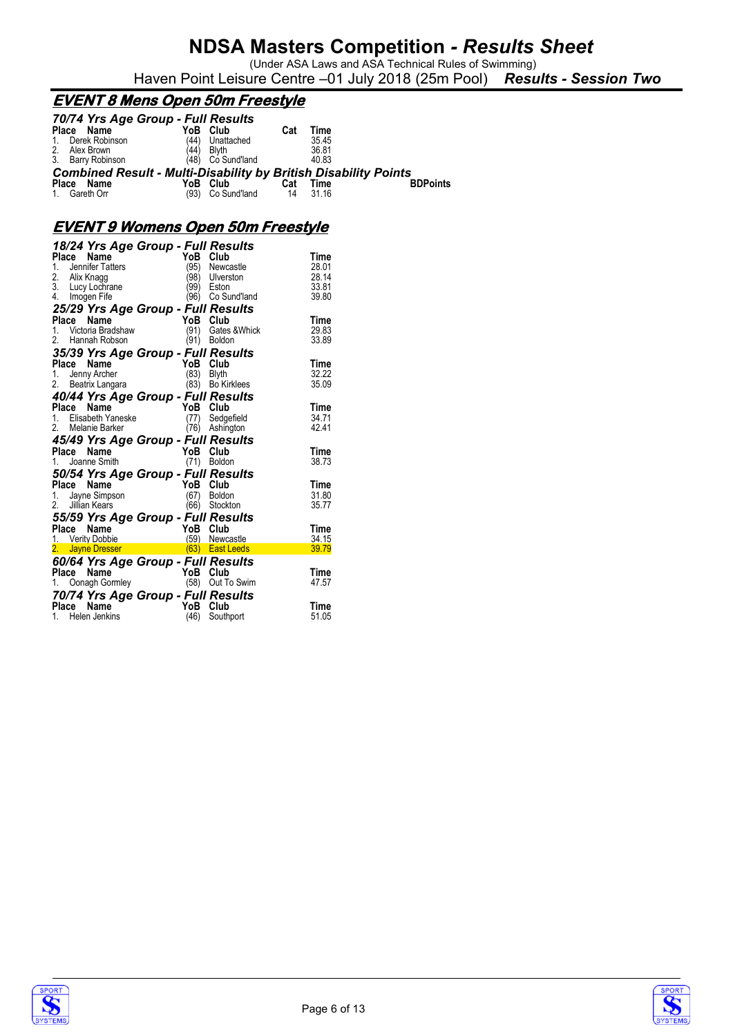# NDSA Masters Competition - *Results Sheet*

(Under ASA Laws and ASA Technical Rules of Swimming)

Haven Point Leisure Centre –01 July 2018 (25m Pool) ***Results - Session Two***

## *EVENT 8 Mens Open 50m Freestyle*

### *70/74 Yrs Age Group - Full Results*

| Place | Name | YoB | Club | Cat | Time |
|---|---|---|---|---|---|
| 1. | Derek Robinson | (44) | Unattached | | 35.45 |
| 2. | Alex Brown | (44) | Blyth | | 36.81 |
| 3. | Barry Robinson | (48) | Co Sund'land | | 40.83 |

### *Combined Result - Multi-Disability by British Disability Points*

| Place | Name | YoB | Club | Cat | Time | BDPoints |
|---|---|---|---|---|---|---|
| 1. | Gareth Orr | (93) | Co Sund'land | 14 | 31.16 | |

## *EVENT 9 Womens Open 50m Freestyle*

### *18/24 Yrs Age Group - Full Results*

| Place | Name | YoB | Club | Time |
|---|---|---|---|---|
| 1. | Jennifer Tatters | (95) | Newcastle | 28.01 |
| 2. | Alix Knagg | (98) | Ulverston | 28.14 |
| 3. | Lucy Lochrane | (99) | Eston | 33.81 |
| 4. | Imogen Fife | (96) | Co Sund'land | 39.80 |

### *25/29 Yrs Age Group - Full Results*

| Place | Name | YoB | Club | Time |
|---|---|---|---|---|
| 1. | Victoria Bradshaw | (91) | Gates &Whick | 29.83 |
| 2. | Hannah Robson | (91) | Boldon | 33.89 |

### *35/39 Yrs Age Group - Full Results*

| Place | Name | YoB | Club | Time |
|---|---|---|---|---|
| 1. | Jenny Archer | (83) | Blyth | 32.22 |
| 2. | Beatrix Langara | (83) | Bo Kirklees | 35.09 |

### *40/44 Yrs Age Group - Full Results*

| Place | Name | YoB | Club | Time |
|---|---|---|---|---|
| 1. | Elisabeth Yaneske | (77) | Sedgefield | 34.71 |
| 2. | Melanie Barker | (76) | Ashington | 42.41 |

### *45/49 Yrs Age Group - Full Results*

| Place | Name | YoB | Club | Time |
|---|---|---|---|---|
| 1. | Joanne Smith | (71) | Boldon | 38.73 |

### *50/54 Yrs Age Group - Full Results*

| Place | Name | YoB | Club | Time |
|---|---|---|---|---|
| 1. | Jayne Simpson | (67) | Boldon | 31.80 |
| 2. | Jillian Kears | (66) | Stockton | 35.77 |

### *55/59 Yrs Age Group - Full Results*

| Place | Name | YoB | Club | Time |
|---|---|---|---|---|
| 1. | Verity Dobbie | (59) | Newcastle | 34.15 |
| 2. | Jayne Dresser | (63) | East Leeds | 39.79 |

### *60/64 Yrs Age Group - Full Results*

| Place | Name | YoB | Club | Time |
|---|---|---|---|---|
| 1. | Oonagh Gormley | (58) | Out To Swim | 47.57 |

### *70/74 Yrs Age Group - Full Results*

| Place | Name | YoB | Club | Time |
|---|---|---|---|---|
| 1. | Helen Jenkins | (46) | Southport | 51.05 |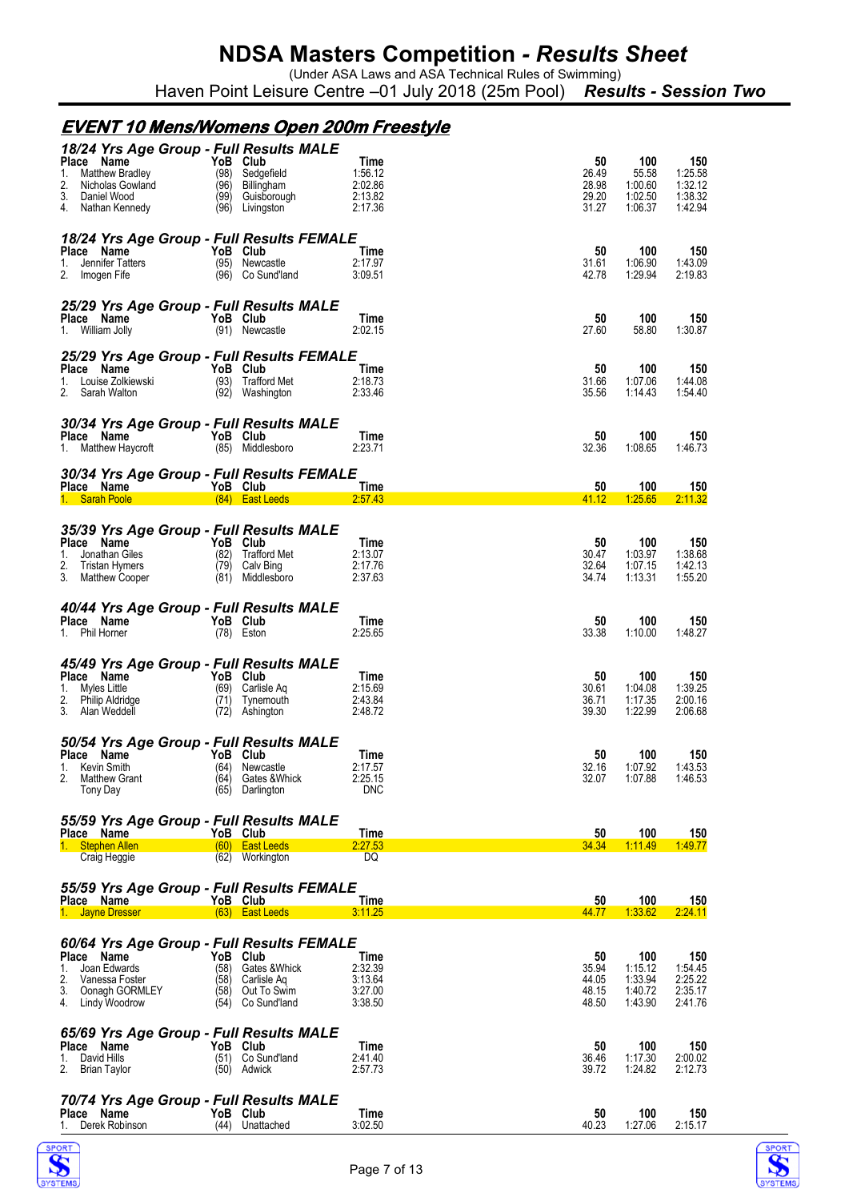# NDSA Masters Competition - *Results Sheet*

(Under ASA Laws and ASA Technical Rules of Swimming)

Haven Point Leisure Centre –01 July 2018 (25m Pool) ***Results - Session Two***

## *EVENT 10 Mens/Womens Open 200m Freestyle*

### *18/24 Yrs Age Group - Full Results MALE*

| Place | Name | YoB | Club | Time | 50 | 100 | 150 |
|---|---|---|---|---|---|---|---|
| 1. | Matthew Bradley | (98) | Sedgefield | 1:56.12 | 26.49 | 55.58 | 1:25.58 |
| 2. | Nicholas Gowland | (96) | Billingham | 2:02.86 | 28.98 | 1:00.60 | 1:32.12 |
| 3. | Daniel Wood | (99) | Guisborough | 2:13.82 | 29.20 | 1:02.50 | 1:38.32 |
| 4. | Nathan Kennedy | (96) | Livingston | 2:17.36 | 31.27 | 1:06.37 | 1:42.94 |

### *18/24 Yrs Age Group - Full Results FEMALE*

| Place | Name | YoB | Club | Time | 50 | 100 | 150 |
|---|---|---|---|---|---|---|---|
| 1. | Jennifer Tatters | (95) | Newcastle | 2:17.97 | 31.61 | 1:06.90 | 1:43.09 |
| 2. | Imogen Fife | (96) | Co Sund'land | 3:09.51 | 42.78 | 1:29.94 | 2:19.83 |

### *25/29 Yrs Age Group - Full Results MALE*

| Place | Name | YoB | Club | Time | 50 | 100 | 150 |
|---|---|---|---|---|---|---|---|
| 1. | William Jolly | (91) | Newcastle | 2:02.15 | 27.60 | 58.80 | 1:30.87 |

### *25/29 Yrs Age Group - Full Results FEMALE*

| Place | Name | YoB | Club | Time | 50 | 100 | 150 |
|---|---|---|---|---|---|---|---|
| 1. | Louise Zolkiewski | (93) | Trafford Met | 2:18.73 | 31.66 | 1:07.06 | 1:44.08 |
| 2. | Sarah Walton | (92) | Washington | 2:33.46 | 35.56 | 1:14.43 | 1:54.40 |

### *30/34 Yrs Age Group - Full Results MALE*

| Place | Name | YoB | Club | Time | 50 | 100 | 150 |
|---|---|---|---|---|---|---|---|
| 1. | Matthew Haycroft | (85) | Middlesboro | 2:23.71 | 32.36 | 1:08.65 | 1:46.73 |

### *30/34 Yrs Age Group - Full Results FEMALE*

| Place | Name | YoB | Club | Time | 50 | 100 | 150 |
|---|---|---|---|---|---|---|---|
| 1. | Sarah Poole | (84) | East Leeds | 2:57.43 | 41.12 | 1:25.65 | 2:11.32 |

### *35/39 Yrs Age Group - Full Results MALE*

| Place | Name | YoB | Club | Time | 50 | 100 | 150 |
|---|---|---|---|---|---|---|---|
| 1. | Jonathan Giles | (82) | Trafford Met | 2:13.07 | 30.47 | 1:03.97 | 1:38.68 |
| 2. | Tristan Hymers | (79) | Calv Bing | 2:17.76 | 32.64 | 1:07.15 | 1:42.13 |
| 3. | Matthew Cooper | (81) | Middlesboro | 2:37.63 | 34.74 | 1:13.31 | 1:55.20 |

### *40/44 Yrs Age Group - Full Results MALE*

| Place | Name | YoB | Club | Time | 50 | 100 | 150 |
|---|---|---|---|---|---|---|---|
| 1. | Phil Horner | (78) | Eston | 2:25.65 | 33.38 | 1:10.00 | 1:48.27 |

### *45/49 Yrs Age Group - Full Results MALE*

| Place | Name | YoB | Club | Time | 50 | 100 | 150 |
|---|---|---|---|---|---|---|---|
| 1. | Myles Little | (69) | Carlisle Aq | 2:15.69 | 30.61 | 1:04.08 | 1:39.25 |
| 2. | Philip Aldridge | (71) | Tynemouth | 2:43.84 | 36.71 | 1:17.35 | 2:00.16 |
| 3. | Alan Weddell | (72) | Ashington | 2:48.72 | 39.30 | 1:22.99 | 2:06.68 |

### *50/54 Yrs Age Group - Full Results MALE*

| Place | Name | YoB | Club | Time | 50 | 100 | 150 |
|---|---|---|---|---|---|---|---|
| 1. | Kevin Smith | (64) | Newcastle | 2:17.57 | 32.16 | 1:07.92 | 1:43.53 |
| 2. | Matthew Grant | (64) | Gates &Whick | 2:25.15 | 32.07 | 1:07.88 | 1:46.53 |
| | Tony Day | (65) | Darlington | DNC | | | |

### *55/59 Yrs Age Group - Full Results MALE*

| Place | Name | YoB | Club | Time | 50 | 100 | 150 |
|---|---|---|---|---|---|---|---|
| 1. | Stephen Allen | (60) | East Leeds | 2:27.53 | 34.34 | 1:11.49 | 1:49.77 |
| | Craig Heggie | (62) | Workington | DQ | | | |

### *55/59 Yrs Age Group - Full Results FEMALE*

| Place | Name | YoB | Club | Time | 50 | 100 | 150 |
|---|---|---|---|---|---|---|---|
| 1. | Jayne Dresser | (63) | East Leeds | 3:11.25 | 44.77 | 1:33.62 | 2:24.11 |

### *60/64 Yrs Age Group - Full Results FEMALE*

| Place | Name | YoB | Club | Time | 50 | 100 | 150 |
|---|---|---|---|---|---|---|---|
| 1. | Joan Edwards | (58) | Gates &Whick | 2:32.39 | 35.94 | 1:15.12 | 1:54.45 |
| 2. | Vanessa Foster | (58) | Carlisle Aq | 3:13.64 | 44.05 | 1:33.94 | 2:25.22 |
| 3. | Oonagh GORMLEY | (58) | Out To Swim | 3:27.00 | 48.15 | 1:40.72 | 2:35.17 |
| 4. | Lindy Woodrow | (54) | Co Sund'land | 3:38.50 | 48.50 | 1:43.90 | 2:41.76 |

### *65/69 Yrs Age Group - Full Results MALE*

| Place | Name | YoB | Club | Time | 50 | 100 | 150 |
|---|---|---|---|---|---|---|---|
| 1. | David Hills | (51) | Co Sund'land | 2:41.40 | 36.46 | 1:17.30 | 2:00.02 |
| 2. | Brian Taylor | (50) | Adwick | 2:57.73 | 39.72 | 1:24.82 | 2:12.73 |

### *70/74 Yrs Age Group - Full Results MALE*

| Place | Name | YoB | Club | Time | 50 | 100 | 150 |
|---|---|---|---|---|---|---|---|
| 1. | Derek Robinson | (44) | Unattached | 3:02.50 | 40.23 | 1:27.06 | 2:15.17 |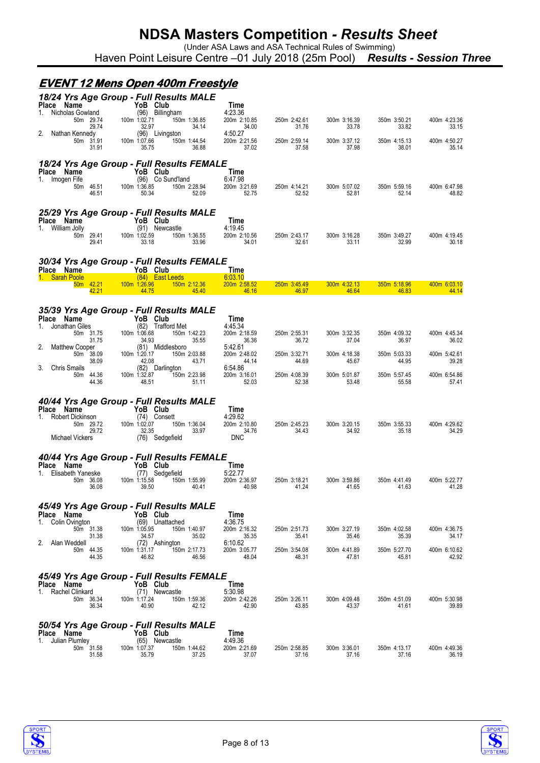# NDSA Masters Competition - *Results Sheet*

(Under ASA Laws and ASA Technical Rules of Swimming)

Haven Point Leisure Centre –01 July 2018 (25m Pool) ***Results - Session Three***

## EVENT 12 Mens Open 400m Freestyle

### 18/24 Yrs Age Group - Full Results MALE

| Place | Name | YoB | Club | Time | | | | |
|---|---|---|---|---|---|---|---|---|
| 1. | Nicholas Gowland | (96) | Billingham | 4:23.36 | | | | |
| 50m 29.74 | 100m 1:02.71 | 150m 1:36.85 | 200m 2:10.85 | 250m 2:42.61 | 300m 3:16.39 | 350m 3:50.21 | 400m 4:23.36 | |
| 29.74 | 32.97 | 34.14 | 34.00 | 31.76 | 33.78 | 33.82 | 33.15 | |
| 2. | Nathan Kennedy | (96) | Livingston | 4:50.27 | | | | |
| 50m 31.91 | 100m 1:07.66 | 150m 1:44.54 | 200m 2:21.56 | 250m 2:59.14 | 300m 3:37.12 | 350m 4:15.13 | 400m 4:50.27 | |
| 31.91 | 35.75 | 36.88 | 37.02 | 37.58 | 37.98 | 38.01 | 35.14 | |

### 18/24 Yrs Age Group - Full Results FEMALE

| Place | Name | YoB | Club | Time | | | | |
|---|---|---|---|---|---|---|---|---|
| 1. | Imogen Fife | (96) | Co Sund'land | 6:47.98 | | | | |
| 50m 46.51 | 100m 1:36.85 | 150m 2:28.94 | 200m 3:21.69 | 250m 4:14.21 | 300m 5:07.02 | 350m 5:59.16 | 400m 6:47.98 | |
| 46.51 | 50.34 | 52.09 | 52.75 | 52.52 | 52.81 | 52.14 | 48.82 | |

### 25/29 Yrs Age Group - Full Results MALE

| Place | Name | YoB | Club | Time | | | | |
|---|---|---|---|---|---|---|---|---|
| 1. | William Jolly | (91) | Newcastle | 4:19.45 | | | | |
| 50m 29.41 | 100m 1:02.59 | 150m 1:36.55 | 200m 2:10.56 | 250m 2:43.17 | 300m 3:16.28 | 350m 3:49.27 | 400m 4:19.45 | |
| 29.41 | 33.18 | 33.96 | 34.01 | 32.61 | 33.11 | 32.99 | 30.18 | |

### 30/34 Yrs Age Group - Full Results FEMALE

| Place | Name | YoB | Club | Time | | | | |
|---|---|---|---|---|---|---|---|---|
| 1. | Sarah Poole | (84) | East Leeds | 6:03.10 | | | | |
| 50m 42.21 | 100m 1:26.96 | 150m 2:12.36 | 200m 2:58.52 | 250m 3:45.49 | 300m 4:32.13 | 350m 5:18.96 | 400m 6:03.10 | |
| 42.21 | 44.75 | 45.40 | 46.16 | 46.97 | 46.64 | 46.83 | 44.14 | |

### 35/39 Yrs Age Group - Full Results MALE

| Place | Name | YoB | Club | Time | | | | |
|---|---|---|---|---|---|---|---|---|
| 1. | Jonathan Giles | (82) | Trafford Met | 4:45.34 | | | | |
| 50m 31.75 | 100m 1:06.68 | 150m 1:42.23 | 200m 2:18.59 | 250m 2:55.31 | 300m 3:32.35 | 350m 4:09.32 | 400m 4:45.34 | |
| 31.75 | 34.93 | 35.55 | 36.36 | 36.72 | 37.04 | 36.97 | 36.02 | |
| 2. | Matthew Cooper | (81) | Middlesboro | 5:42.61 | | | | |
| 50m 38.09 | 100m 1:20.17 | 150m 2:03.88 | 200m 2:48.02 | 250m 3:32.71 | 300m 4:18.38 | 350m 5:03.33 | 400m 5:42.61 | |
| 38.09 | 42.08 | 43.71 | 44.14 | 44.69 | 45.67 | 44.95 | 39.28 | |
| 3. | Chris Smails | (82) | Darlington | 6:54.86 | | | | |
| 50m 44.36 | 100m 1:32.87 | 150m 2:23.98 | 200m 3:16.01 | 250m 4:08.39 | 300m 5:01.87 | 350m 5:57.45 | 400m 6:54.86 | |
| 44.36 | 48.51 | 51.11 | 52.03 | 52.38 | 53.48 | 55.58 | 57.41 | |

### 40/44 Yrs Age Group - Full Results MALE

| Place | Name | YoB | Club | Time | | | | |
|---|---|---|---|---|---|---|---|---|
| 1. | Robert Dickinson | (74) | Consett | 4:29.62 | | | | |
| 50m 29.72 | 100m 1:02.07 | 150m 1:36.04 | 200m 2:10.80 | 250m 2:45.23 | 300m 3:20.15 | 350m 3:55.33 | 400m 4:29.62 | |
| 29.72 | 32.35 | 33.97 | 34.76 | 34.43 | 34.92 | 35.18 | 34.29 | |
| | Michael Vickers | (76) | Sedgefield | DNC | | | | |

### 40/44 Yrs Age Group - Full Results FEMALE

| Place | Name | YoB | Club | Time | | | | |
|---|---|---|---|---|---|---|---|---|
| 1. | Elisabeth Yaneske | (77) | Sedgefield | 5:22.77 | | | | |
| 50m 36.08 | 100m 1:15.58 | 150m 1:55.99 | 200m 2:36.97 | 250m 3:18.21 | 300m 3:59.86 | 350m 4:41.49 | 400m 5:22.77 | |
| 36.08 | 39.50 | 40.41 | 40.98 | 41.24 | 41.65 | 41.63 | 41.28 | |

### 45/49 Yrs Age Group - Full Results MALE

| Place | Name | YoB | Club | Time | | | | |
|---|---|---|---|---|---|---|---|---|
| 1. | Colin Ovington | (69) | Unattached | 4:36.75 | | | | |
| 50m 31.38 | 100m 1:05.95 | 150m 1:40.97 | 200m 2:16.32 | 250m 2:51.73 | 300m 3:27.19 | 350m 4:02.58 | 400m 4:36.75 | |
| 31.38 | 34.57 | 35.02 | 35.35 | 35.41 | 35.46 | 35.39 | 34.17 | |
| 2. | Alan Weddell | (72) | Ashington | 6:10.62 | | | | |
| 50m 44.35 | 100m 1:31.17 | 150m 2:17.73 | 200m 3:05.77 | 250m 3:54.08 | 300m 4:41.89 | 350m 5:27.70 | 400m 6:10.62 | |
| 44.35 | 46.82 | 46.56 | 48.04 | 48.31 | 47.81 | 45.81 | 42.92 | |

### 45/49 Yrs Age Group - Full Results FEMALE

| Place | Name | YoB | Club | Time | | | | |
|---|---|---|---|---|---|---|---|---|
| 1. | Rachel Clinkard | (71) | Newcastle | 5:30.98 | | | | |
| 50m 36.34 | 100m 1:17.24 | 150m 1:59.36 | 200m 2:42.26 | 250m 3:26.11 | 300m 4:09.48 | 350m 4:51.09 | 400m 5:30.98 | |
| 36.34 | 40.90 | 42.12 | 42.90 | 43.85 | 43.37 | 41.61 | 39.89 | |

### 50/54 Yrs Age Group - Full Results MALE

| Place | Name | YoB | Club | Time | | | | |
|---|---|---|---|---|---|---|---|---|
| 1. | Julian Plumley | (65) | Newcastle | 4:49.36 | | | | |
| 50m 31.58 | 100m 1:07.37 | 150m 1:44.62 | 200m 2:21.69 | 250m 2:58.85 | 300m 3:36.01 | 350m 4:13.17 | 400m 4:49.36 | |
| 31.58 | 35.79 | 37.25 | 37.07 | 37.16 | 37.16 | 37.16 | 36.19 | |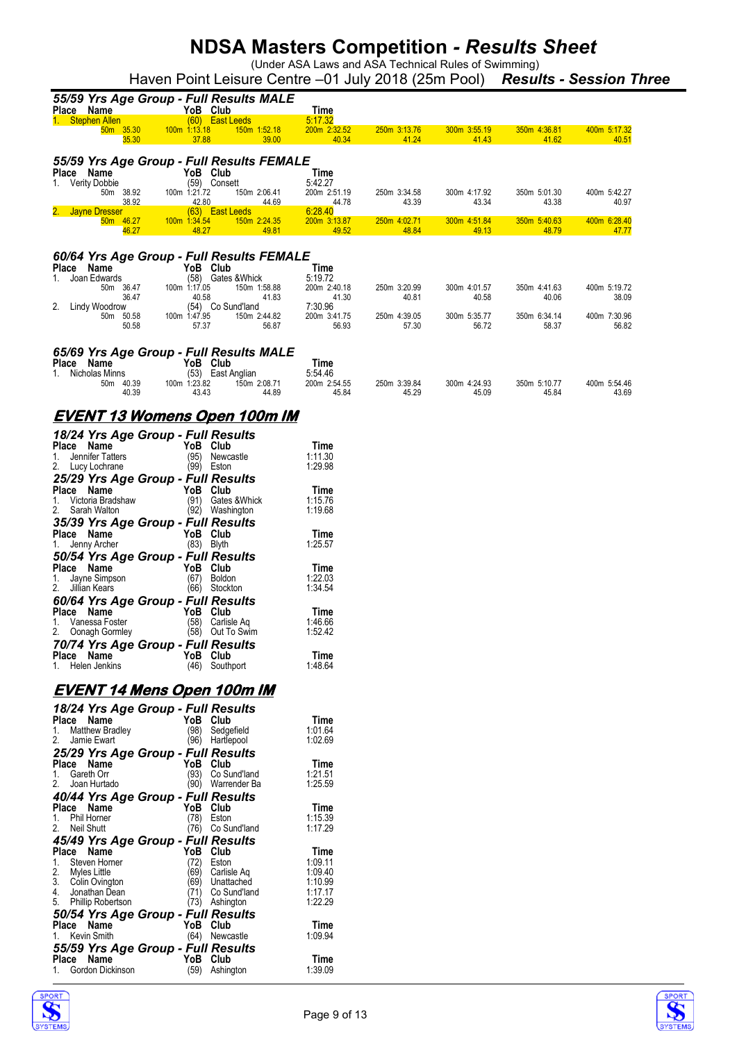# NDSA Masters Competition - *Results Sheet*

(Under ASA Laws and ASA Technical Rules of Swimming)

Haven Point Leisure Centre –01 July 2018 (25m Pool) ***Results - Session Three***

### 55/59 Yrs Age Group - Full Results MALE

| Place | Name | YoB | Club | Time |
|---|---|---|---|---|
| 1. | Stephen Allen | (60) | East Leeds | 5:17.32 |

| 50m | 100m | 150m | 200m | 250m | 300m | 350m | 400m |
|---|---|---|---|---|---|---|---|
| 35.30 | 1:13.18 | 1:52.18 | 2:32.52 | 3:13.76 | 3:55.19 | 4:36.81 | 5:17.32 |
| 35.30 | 37.88 | 39.00 | 40.34 | 41.24 | 41.43 | 41.62 | 40.51 |

### 55/59 Yrs Age Group - Full Results FEMALE

| Place | Name | YoB | Club | Time |
|---|---|---|---|---|
| 1. | Verity Dobbie | (59) | Consett | 5:42.27 |
| 2. | Jayne Dresser | (63) | East Leeds | 6:28.40 |

Verity Dobbie:

| 50m | 100m | 150m | 200m | 250m | 300m | 350m | 400m |
|---|---|---|---|---|---|---|---|
| 38.92 | 1:21.72 | 2:06.41 | 2:51.19 | 3:34.58 | 4:17.92 | 5:01.30 | 5:42.27 |
| 38.92 | 42.80 | 44.69 | 44.78 | 43.39 | 43.34 | 43.38 | 40.97 |

Jayne Dresser:

| 50m | 100m | 150m | 200m | 250m | 300m | 350m | 400m |
|---|---|---|---|---|---|---|---|
| 46.27 | 1:34.54 | 2:24.35 | 3:13.87 | 4:02.71 | 4:51.84 | 5:40.63 | 6:28.40 |
| 46.27 | 48.27 | 49.81 | 49.52 | 48.84 | 49.13 | 48.79 | 47.77 |

### 60/64 Yrs Age Group - Full Results FEMALE

| Place | Name | YoB | Club | Time |
|---|---|---|---|---|
| 1. | Joan Edwards | (58) | Gates &Whick | 5:19.72 |
| 2. | Lindy Woodrow | (54) | Co Sund'land | 7:30.96 |

Joan Edwards:

| 50m | 100m | 150m | 200m | 250m | 300m | 350m | 400m |
|---|---|---|---|---|---|---|---|
| 36.47 | 1:17.05 | 1:58.88 | 2:40.18 | 3:20.99 | 4:01.57 | 4:41.63 | 5:19.72 |
| 36.47 | 40.58 | 41.83 | 41.30 | 40.81 | 40.58 | 40.06 | 38.09 |

Lindy Woodrow:

| 50m | 100m | 150m | 200m | 250m | 300m | 350m | 400m |
|---|---|---|---|---|---|---|---|
| 50.58 | 1:47.95 | 2:44.82 | 3:41.75 | 4:39.05 | 5:35.77 | 6:34.14 | 7:30.96 |
| 50.58 | 57.37 | 56.87 | 56.93 | 57.30 | 56.72 | 58.37 | 56.82 |

### 65/69 Yrs Age Group - Full Results MALE

| Place | Name | YoB | Club | Time |
|---|---|---|---|---|
| 1. | Nicholas Minns | (53) | East Anglian | 5:54.46 |

| 50m | 100m | 150m | 200m | 250m | 300m | 350m | 400m |
|---|---|---|---|---|---|---|---|
| 40.39 | 1:23.82 | 2:08.71 | 2:54.55 | 3:39.84 | 4:24.93 | 5:10.77 | 5:54.46 |
| 40.39 | 43.43 | 44.89 | 45.84 | 45.29 | 45.09 | 45.84 | 43.69 |

## *EVENT 13 Womens Open 100m IM*

### 18/24 Yrs Age Group - Full Results

| Place | Name | YoB | Club | Time |
|---|---|---|---|---|
| 1. | Jennifer Tatters | (95) | Newcastle | 1:11.30 |
| 2. | Lucy Lochrane | (99) | Eston | 1:29.98 |

### 25/29 Yrs Age Group - Full Results

| Place | Name | YoB | Club | Time |
|---|---|---|---|---|
| 1. | Victoria Bradshaw | (91) | Gates &Whick | 1:15.76 |
| 2. | Sarah Walton | (92) | Washington | 1:19.68 |

### 35/39 Yrs Age Group - Full Results

| Place | Name | YoB | Club | Time |
|---|---|---|---|---|
| 1. | Jenny Archer | (83) | Blyth | 1:25.57 |

### 50/54 Yrs Age Group - Full Results

| Place | Name | YoB | Club | Time |
|---|---|---|---|---|
| 1. | Jayne Simpson | (67) | Boldon | 1:22.03 |
| 2. | Jillian Kears | (66) | Stockton | 1:34.54 |

### 60/64 Yrs Age Group - Full Results

| Place | Name | YoB | Club | Time |
|---|---|---|---|---|
| 1. | Vanessa Foster | (58) | Carlisle Aq | 1:46.66 |
| 2. | Oonagh Gormley | (58) | Out To Swim | 1:52.42 |

### 70/74 Yrs Age Group - Full Results

| Place | Name | YoB | Club | Time |
|---|---|---|---|---|
| 1. | Helen Jenkins | (46) | Southport | 1:48.64 |

## *EVENT 14 Mens Open 100m IM*

### 18/24 Yrs Age Group - Full Results

| Place | Name | YoB | Club | Time |
|---|---|---|---|---|
| 1. | Matthew Bradley | (98) | Sedgefield | 1:01.64 |
| 2. | Jamie Ewart | (96) | Hartlepool | 1:02.69 |

### 25/29 Yrs Age Group - Full Results

| Place | Name | YoB | Club | Time |
|---|---|---|---|---|
| 1. | Gareth Orr | (93) | Co Sund'land | 1:21.51 |
| 2. | Joan Hurtado | (90) | Warrender Ba | 1:25.59 |

### 40/44 Yrs Age Group - Full Results

| Place | Name | YoB | Club | Time |
|---|---|---|---|---|
| 1. | Phil Horner | (78) | Eston | 1:15.39 |
| 2. | Neil Shutt | (76) | Co Sund'land | 1:17.29 |

### 45/49 Yrs Age Group - Full Results

| Place | Name | YoB | Club | Time |
|---|---|---|---|---|
| 1. | Steven Horner | (72) | Eston | 1:09.11 |
| 2. | Myles Little | (69) | Carlisle Aq | 1:09.40 |
| 3. | Colin Ovington | (69) | Unattached | 1:10.99 |
| 4. | Jonathan Dean | (71) | Co Sund'land | 1:17.17 |
| 5. | Phillip Robertson | (73) | Ashington | 1:22.29 |

### 50/54 Yrs Age Group - Full Results

| Place | Name | YoB | Club | Time |
|---|---|---|---|---|
| 1. | Kevin Smith | (64) | Newcastle | 1:09.94 |

### 55/59 Yrs Age Group - Full Results

| Place | Name | YoB | Club | Time |
|---|---|---|---|---|
| 1. | Gordon Dickinson | (59) | Ashington | 1:39.09 |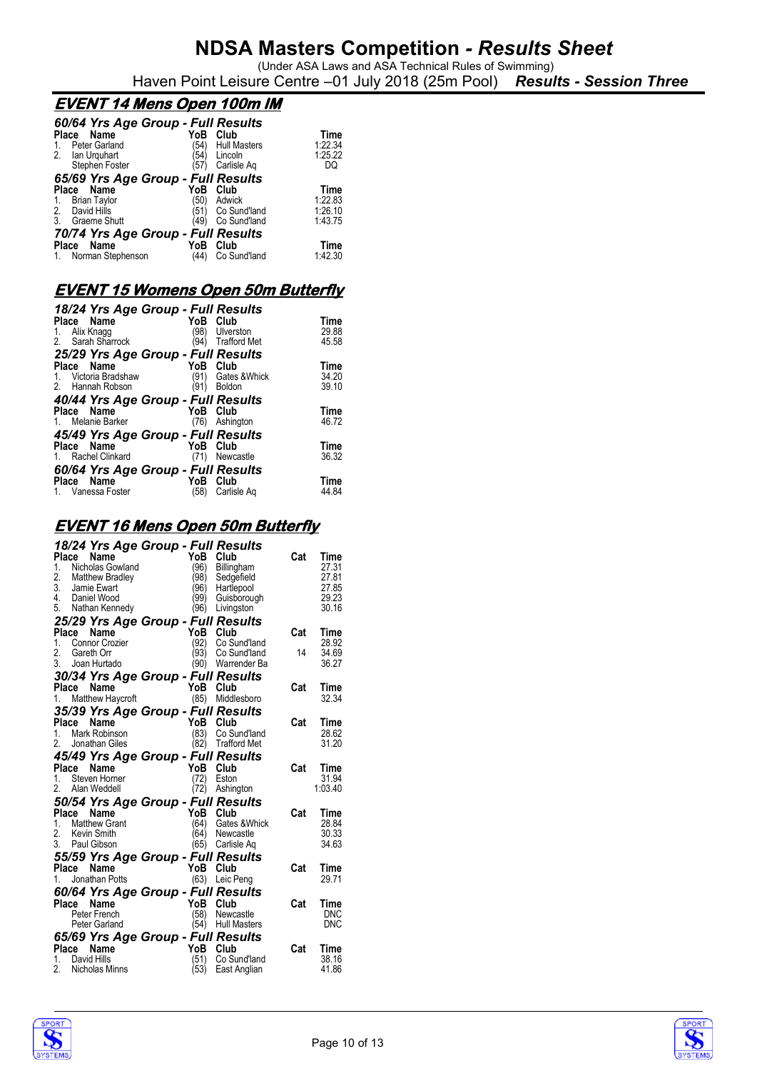# NDSA Masters Competition - *Results Sheet*

(Under ASA Laws and ASA Technical Rules of Swimming)

Haven Point Leisure Centre –01 July 2018 (25m Pool) ***Results - Session Three***

## EVENT 14 Mens Open 100m IM

### 60/64 Yrs Age Group - Full Results

| Place | Name | YoB | Club | Time |
|---|---|---|---|---|
| 1. | Peter Garland | (54) | Hull Masters | 1:22.34 |
| 2. | Ian Urquhart | (54) | Lincoln | 1:25.22 |
| | Stephen Foster | (57) | Carlisle Aq | DQ |

### 65/69 Yrs Age Group - Full Results

| Place | Name | YoB | Club | Time |
|---|---|---|---|---|
| 1. | Brian Taylor | (50) | Adwick | 1:22.83 |
| 2. | David Hills | (51) | Co Sund'land | 1:26.10 |
| 3. | Graeme Shutt | (49) | Co Sund'land | 1:43.75 |

### 70/74 Yrs Age Group - Full Results

| Place | Name | YoB | Club | Time |
|---|---|---|---|---|
| 1. | Norman Stephenson | (44) | Co Sund'land | 1:42.30 |

## EVENT 15 Womens Open 50m Butterfly

### 18/24 Yrs Age Group - Full Results

| Place | Name | YoB | Club | Time |
|---|---|---|---|---|
| 1. | Alix Knagg | (98) | Ulverston | 29.88 |
| 2. | Sarah Sharrock | (94) | Trafford Met | 45.58 |

### 25/29 Yrs Age Group - Full Results

| Place | Name | YoB | Club | Time |
|---|---|---|---|---|
| 1. | Victoria Bradshaw | (91) | Gates &Whick | 34.20 |
| 2. | Hannah Robson | (91) | Boldon | 39.10 |

### 40/44 Yrs Age Group - Full Results

| Place | Name | YoB | Club | Time |
|---|---|---|---|---|
| 1. | Melanie Barker | (76) | Ashington | 46.72 |

### 45/49 Yrs Age Group - Full Results

| Place | Name | YoB | Club | Time |
|---|---|---|---|---|
| 1. | Rachel Clinkard | (71) | Newcastle | 36.32 |

### 60/64 Yrs Age Group - Full Results

| Place | Name | YoB | Club | Time |
|---|---|---|---|---|
| 1. | Vanessa Foster | (58) | Carlisle Aq | 44.84 |

## EVENT 16 Mens Open 50m Butterfly

### 18/24 Yrs Age Group - Full Results

| Place | Name | YoB | Club | Cat | Time |
|---|---|---|---|---|---|
| 1. | Nicholas Gowland | (96) | Billingham | | 27.31 |
| 2. | Matthew Bradley | (98) | Sedgefield | | 27.81 |
| 3. | Jamie Ewart | (96) | Hartlepool | | 27.85 |
| 4. | Daniel Wood | (99) | Guisborough | | 29.23 |
| 5. | Nathan Kennedy | (96) | Livingston | | 30.16 |

### 25/29 Yrs Age Group - Full Results

| Place | Name | YoB | Club | Cat | Time |
|---|---|---|---|---|---|
| 1. | Connor Crozier | (92) | Co Sund'land | | 28.92 |
| 2. | Gareth Orr | (93) | Co Sund'land | 14 | 34.69 |
| 3. | Joan Hurtado | (90) | Warrender Ba | | 36.27 |

### 30/34 Yrs Age Group - Full Results

| Place | Name | YoB | Club | Cat | Time |
|---|---|---|---|---|---|
| 1. | Matthew Haycroft | (85) | Middlesboro | | 32.34 |

### 35/39 Yrs Age Group - Full Results

| Place | Name | YoB | Club | Cat | Time |
|---|---|---|---|---|---|
| 1. | Mark Robinson | (83) | Co Sund'land | | 28.62 |
| 2. | Jonathan Giles | (82) | Trafford Met | | 31.20 |

### 45/49 Yrs Age Group - Full Results

| Place | Name | YoB | Club | Cat | Time |
|---|---|---|---|---|---|
| 1. | Steven Horner | (72) | Eston | | 31.94 |
| 2. | Alan Weddell | (72) | Ashington | | 1:03.40 |

### 50/54 Yrs Age Group - Full Results

| Place | Name | YoB | Club | Cat | Time |
|---|---|---|---|---|---|
| 1. | Matthew Grant | (64) | Gates &Whick | | 28.84 |
| 2. | Kevin Smith | (64) | Newcastle | | 30.33 |
| 3. | Paul Gibson | (65) | Carlisle Aq | | 34.63 |

### 55/59 Yrs Age Group - Full Results

| Place | Name | YoB | Club | Cat | Time |
|---|---|---|---|---|---|
| 1. | Jonathan Potts | (63) | Leic Peng | | 29.71 |

### 60/64 Yrs Age Group - Full Results

| Place | Name | YoB | Club | Cat | Time |
|---|---|---|---|---|---|
| | Peter French | (58) | Newcastle | | DNC |
| | Peter Garland | (54) | Hull Masters | | DNC |

### 65/69 Yrs Age Group - Full Results

| Place | Name | YoB | Club | Cat | Time |
|---|---|---|---|---|---|
| 1. | David Hills | (51) | Co Sund'land | | 38.16 |
| 2. | Nicholas Minns | (53) | East Anglian | | 41.86 |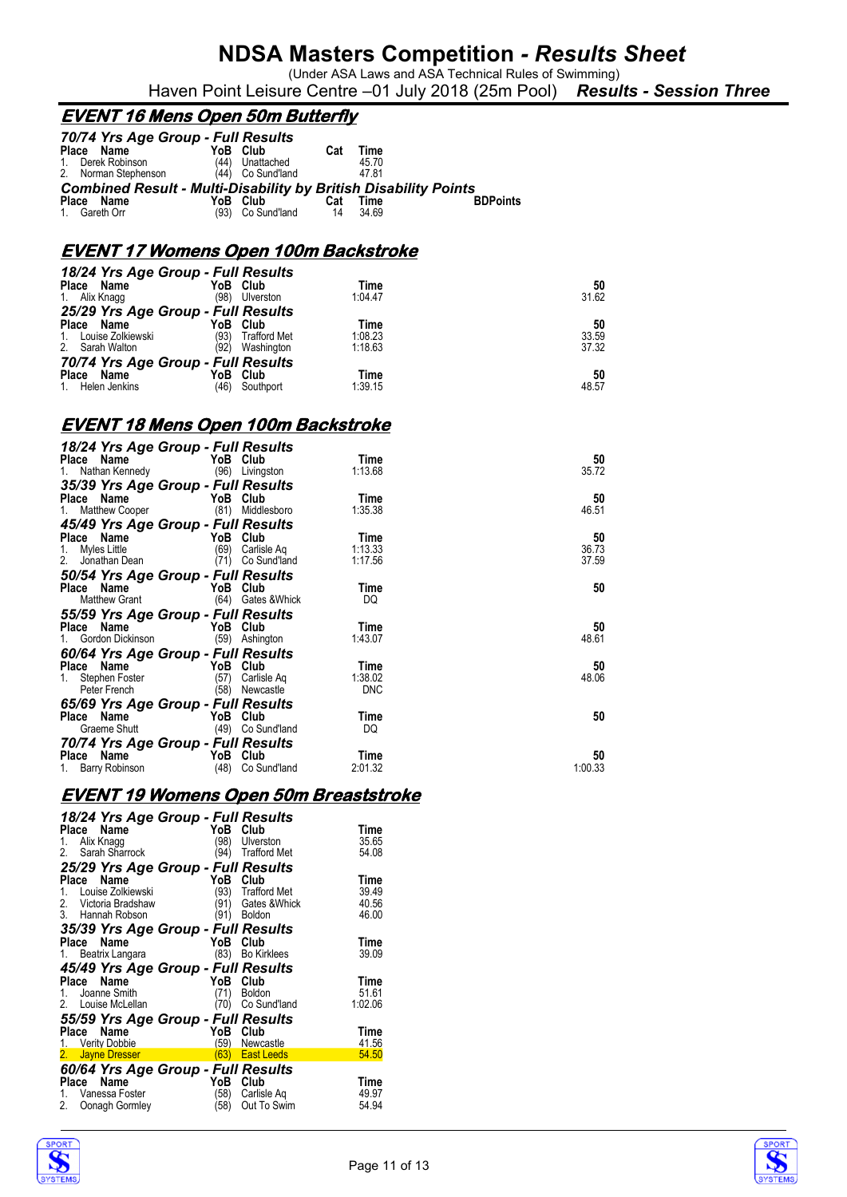# NDSA Masters Competition - *Results Sheet*

(Under ASA Laws and ASA Technical Rules of Swimming)

Haven Point Leisure Centre –01 July 2018 (25m Pool) ***Results - Session Three***

## EVENT 16 Mens Open 50m Butterfly

### 70/74 Yrs Age Group - Full Results

| Place | Name | YoB | Club | Cat | Time |
|---|---|---|---|---|---|
| 1. | Derek Robinson | (44) | Unattached | | 45.70 |
| 2. | Norman Stephenson | (44) | Co Sund'land | | 47.81 |

### Combined Result - Multi-Disability by British Disability Points

| Place | Name | YoB | Club | Cat | Time | BDPoints |
|---|---|---|---|---|---|---|
| 1. | Gareth Orr | (93) | Co Sund'land | 14 | 34.69 | |

## EVENT 17 Womens Open 100m Backstroke

### 18/24 Yrs Age Group - Full Results

| Place | Name | YoB | Club | Time | 50 |
|---|---|---|---|---|---|
| 1. | Alix Knagg | (98) | Ulverston | 1:04.47 | 31.62 |

### 25/29 Yrs Age Group - Full Results

| Place | Name | YoB | Club | Time | 50 |
|---|---|---|---|---|---|
| 1. | Louise Zolkiewski | (93) | Trafford Met | 1:08.23 | 33.59 |
| 2. | Sarah Walton | (92) | Washington | 1:18.63 | 37.32 |

### 70/74 Yrs Age Group - Full Results

| Place | Name | YoB | Club | Time | 50 |
|---|---|---|---|---|---|
| 1. | Helen Jenkins | (46) | Southport | 1:39.15 | 48.57 |

## EVENT 18 Mens Open 100m Backstroke

### 18/24 Yrs Age Group - Full Results

| Place | Name | YoB | Club | Time | 50 |
|---|---|---|---|---|---|
| 1. | Nathan Kennedy | (96) | Livingston | 1:13.68 | 35.72 |

### 35/39 Yrs Age Group - Full Results

| Place | Name | YoB | Club | Time | 50 |
|---|---|---|---|---|---|
| 1. | Matthew Cooper | (81) | Middlesboro | 1:35.38 | 46.51 |

### 45/49 Yrs Age Group - Full Results

| Place | Name | YoB | Club | Time | 50 |
|---|---|---|---|---|---|
| 1. | Myles Little | (69) | Carlisle Aq | 1:13.33 | 36.73 |
| 2. | Jonathan Dean | (71) | Co Sund'land | 1:17.56 | 37.59 |

### 50/54 Yrs Age Group - Full Results

| Place | Name | YoB | Club | Time | 50 |
|---|---|---|---|---|---|
| | Matthew Grant | (64) | Gates &Whick | DQ | |

### 55/59 Yrs Age Group - Full Results

| Place | Name | YoB | Club | Time | 50 |
|---|---|---|---|---|---|
| 1. | Gordon Dickinson | (59) | Ashington | 1:43.07 | 48.61 |

### 60/64 Yrs Age Group - Full Results

| Place | Name | YoB | Club | Time | 50 |
|---|---|---|---|---|---|
| 1. | Stephen Foster | (57) | Carlisle Aq | 1:38.02 | 48.06 |
| | Peter French | (58) | Newcastle | DNC | |

### 65/69 Yrs Age Group - Full Results

| Place | Name | YoB | Club | Time | 50 |
|---|---|---|---|---|---|
| | Graeme Shutt | (49) | Co Sund'land | DQ | |

### 70/74 Yrs Age Group - Full Results

| Place | Name | YoB | Club | Time | 50 |
|---|---|---|---|---|---|
| 1. | Barry Robinson | (48) | Co Sund'land | 2:01.32 | 1:00.33 |

## EVENT 19 Womens Open 50m Breaststroke

### 18/24 Yrs Age Group - Full Results

| Place | Name | YoB | Club | Time |
|---|---|---|---|---|
| 1. | Alix Knagg | (98) | Ulverston | 35.65 |
| 2. | Sarah Sharrock | (94) | Trafford Met | 54.08 |

### 25/29 Yrs Age Group - Full Results

| Place | Name | YoB | Club | Time |
|---|---|---|---|---|
| 1. | Louise Zolkiewski | (93) | Trafford Met | 39.49 |
| 2. | Victoria Bradshaw | (91) | Gates &Whick | 40.56 |
| 3. | Hannah Robson | (91) | Boldon | 46.00 |

### 35/39 Yrs Age Group - Full Results

| Place | Name | YoB | Club | Time |
|---|---|---|---|---|
| 1. | Beatrix Langara | (83) | Bo Kirklees | 39.09 |

### 45/49 Yrs Age Group - Full Results

| Place | Name | YoB | Club | Time |
|---|---|---|---|---|
| 1. | Joanne Smith | (71) | Boldon | 51.61 |
| 2. | Louise McLellan | (70) | Co Sund'land | 1:02.06 |

### 55/59 Yrs Age Group - Full Results

| Place | Name | YoB | Club | Time |
|---|---|---|---|---|
| 1. | Verity Dobbie | (59) | Newcastle | 41.56 |
| 2. | Jayne Dresser | (63) | East Leeds | 54.50 |

### 60/64 Yrs Age Group - Full Results

| Place | Name | YoB | Club | Time |
|---|---|---|---|---|
| 1. | Vanessa Foster | (58) | Carlisle Aq | 49.97 |
| 2. | Oonagh Gormley | (58) | Out To Swim | 54.94 |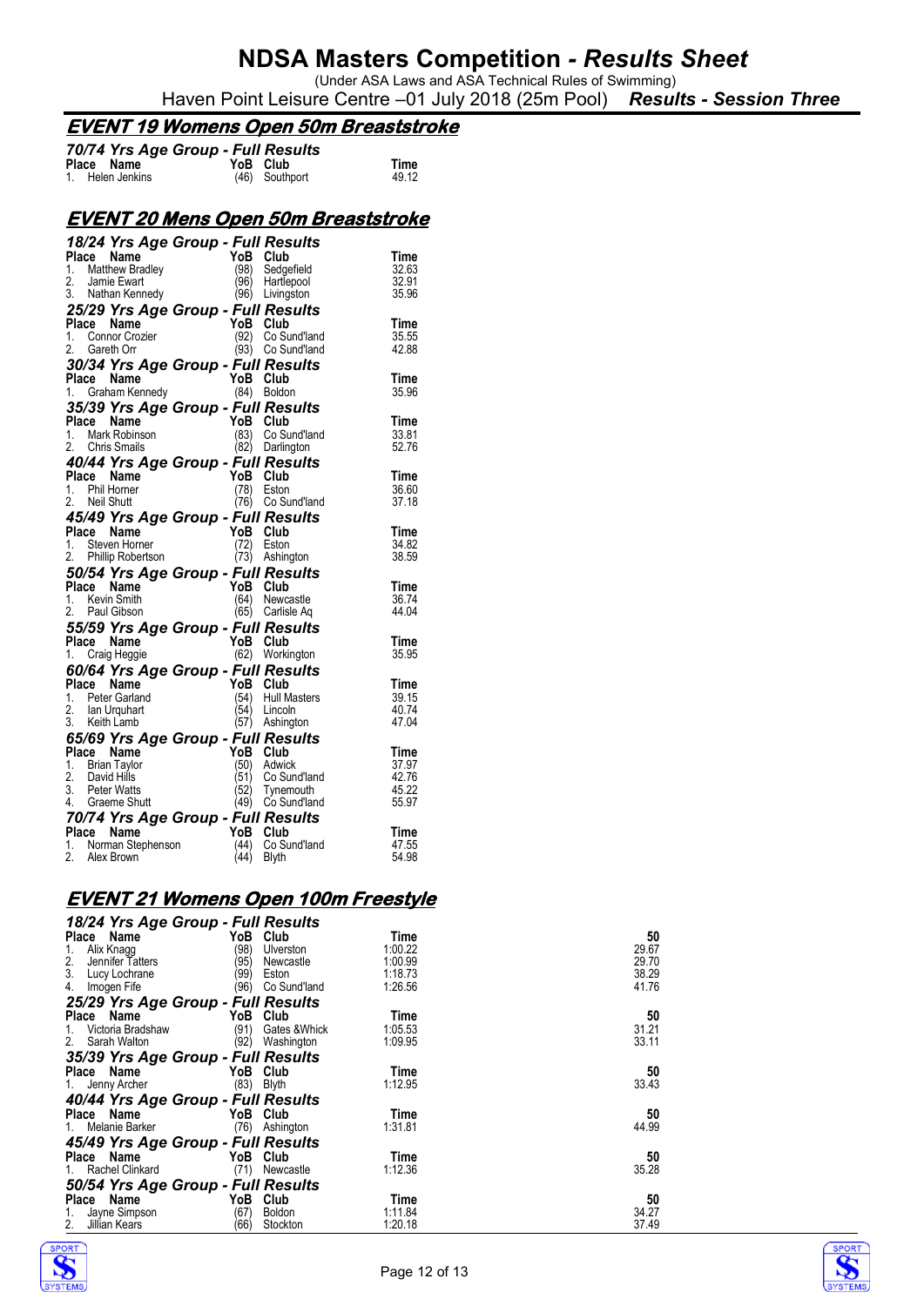# NDSA Masters Competition - *Results Sheet*

(Under ASA Laws and ASA Technical Rules of Swimming)

Haven Point Leisure Centre –01 July 2018 (25m Pool) ***Results - Session Three***

## EVENT 19 Womens Open 50m Breaststroke

### 70/74 Yrs Age Group - Full Results

| Place | Name | YoB | Club | Time |
|---|---|---|---|---|
| 1. | Helen Jenkins | (46) | Southport | 49.12 |

## EVENT 20 Mens Open 50m Breaststroke

### 18/24 Yrs Age Group - Full Results

| Place | Name | YoB | Club | Time |
|---|---|---|---|---|
| 1. | Matthew Bradley | (98) | Sedgefield | 32.63 |
| 2. | Jamie Ewart | (96) | Hartlepool | 32.91 |
| 3. | Nathan Kennedy | (96) | Livingston | 35.96 |

### 25/29 Yrs Age Group - Full Results

| Place | Name | YoB | Club | Time |
|---|---|---|---|---|
| 1. | Connor Crozier | (92) | Co Sund'land | 35.55 |
| 2. | Gareth Orr | (93) | Co Sund'land | 42.88 |

### 30/34 Yrs Age Group - Full Results

| Place | Name | YoB | Club | Time |
|---|---|---|---|---|
| 1. | Graham Kennedy | (84) | Boldon | 35.96 |

### 35/39 Yrs Age Group - Full Results

| Place | Name | YoB | Club | Time |
|---|---|---|---|---|
| 1. | Mark Robinson | (83) | Co Sund'land | 33.81 |
| 2. | Chris Smails | (82) | Darlington | 52.76 |

### 40/44 Yrs Age Group - Full Results

| Place | Name | YoB | Club | Time |
|---|---|---|---|---|
| 1. | Phil Horner | (78) | Eston | 36.60 |
| 2. | Neil Shutt | (76) | Co Sund'land | 37.18 |

### 45/49 Yrs Age Group - Full Results

| Place | Name | YoB | Club | Time |
|---|---|---|---|---|
| 1. | Steven Horner | (72) | Eston | 34.82 |
| 2. | Phillip Robertson | (73) | Ashington | 38.59 |

### 50/54 Yrs Age Group - Full Results

| Place | Name | YoB | Club | Time |
|---|---|---|---|---|
| 1. | Kevin Smith | (64) | Newcastle | 36.74 |
| 2. | Paul Gibson | (65) | Carlisle Aq | 44.04 |

### 55/59 Yrs Age Group - Full Results

| Place | Name | YoB | Club | Time |
|---|---|---|---|---|
| 1. | Craig Heggie | (62) | Workington | 35.95 |

### 60/64 Yrs Age Group - Full Results

| Place | Name | YoB | Club | Time |
|---|---|---|---|---|
| 1. | Peter Garland | (54) | Hull Masters | 39.15 |
| 2. | Ian Urquhart | (54) | Lincoln | 40.74 |
| 3. | Keith Lamb | (57) | Ashington | 47.04 |

### 65/69 Yrs Age Group - Full Results

| Place | Name | YoB | Club | Time |
|---|---|---|---|---|
| 1. | Brian Taylor | (50) | Adwick | 37.97 |
| 2. | David Hills | (51) | Co Sund'land | 42.76 |
| 3. | Peter Watts | (52) | Tynemouth | 45.22 |
| 4. | Graeme Shutt | (49) | Co Sund'land | 55.97 |

### 70/74 Yrs Age Group - Full Results

| Place | Name | YoB | Club | Time |
|---|---|---|---|---|
| 1. | Norman Stephenson | (44) | Co Sund'land | 47.55 |
| 2. | Alex Brown | (44) | Blyth | 54.98 |

## EVENT 21 Womens Open 100m Freestyle

### 18/24 Yrs Age Group - Full Results

| Place | Name | YoB | Club | Time | 50 |
|---|---|---|---|---|---|
| 1. | Alix Knagg | (98) | Ulverston | 1:00.22 | 29.67 |
| 2. | Jennifer Tatters | (95) | Newcastle | 1:00.99 | 29.70 |
| 3. | Lucy Lochrane | (99) | Eston | 1:18.73 | 38.29 |
| 4. | Imogen Fife | (96) | Co Sund'land | 1:26.56 | 41.76 |

### 25/29 Yrs Age Group - Full Results

| Place | Name | YoB | Club | Time | 50 |
|---|---|---|---|---|---|
| 1. | Victoria Bradshaw | (91) | Gates &Whick | 1:05.53 | 31.21 |
| 2. | Sarah Walton | (92) | Washington | 1:09.95 | 33.11 |

### 35/39 Yrs Age Group - Full Results

| Place | Name | YoB | Club | Time | 50 |
|---|---|---|---|---|---|
| 1. | Jenny Archer | (83) | Blyth | 1:12.95 | 33.43 |

### 40/44 Yrs Age Group - Full Results

| Place | Name | YoB | Club | Time | 50 |
|---|---|---|---|---|---|
| 1. | Melanie Barker | (76) | Ashington | 1:31.81 | 44.99 |

### 45/49 Yrs Age Group - Full Results

| Place | Name | YoB | Club | Time | 50 |
|---|---|---|---|---|---|
| 1. | Rachel Clinkard | (71) | Newcastle | 1:12.36 | 35.28 |

### 50/54 Yrs Age Group - Full Results

| Place | Name | YoB | Club | Time | 50 |
|---|---|---|---|---|---|
| 1. | Jayne Simpson | (67) | Boldon | 1:11.84 | 34.27 |
| 2. | Jillian Kears | (66) | Stockton | 1:20.18 | 37.49 |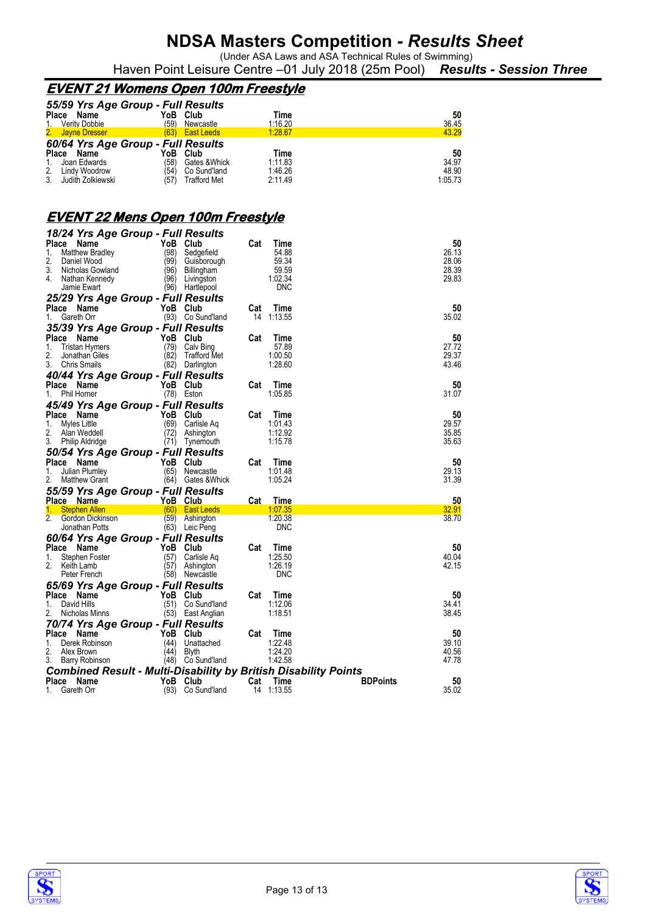# NDSA Masters Competition - *Results Sheet*

(Under ASA Laws and ASA Technical Rules of Swimming)

Haven Point Leisure Centre –01 July 2018 (25m Pool) ***Results - Session Three***

## *EVENT 21 Womens Open 100m Freestyle*

### *55/59 Yrs Age Group - Full Results*

| Place | Name | YoB | Club | Time | 50 |
|---|---|---|---|---|---|
| 1. | Verity Dobbie | (59) | Newcastle | 1:16.20 | 36.45 |
| 2. | Jayne Dresser | (63) | East Leeds | 1:28.67 | 43.29 |

### *60/64 Yrs Age Group - Full Results*

| Place | Name | YoB | Club | Time | 50 |
|---|---|---|---|---|---|
| 1. | Joan Edwards | (58) | Gates &Whick | 1:11.83 | 34.97 |
| 2. | Lindy Woodrow | (54) | Co Sund'land | 1:46.26 | 48.90 |
| 3. | Judith Zolkiewski | (57) | Trafford Met | 2:11.49 | 1:05.73 |

## *EVENT 22 Mens Open 100m Freestyle*

### *18/24 Yrs Age Group - Full Results*

| Place | Name | YoB | Club | Cat | Time | 50 |
|---|---|---|---|---|---|---|
| 1. | Matthew Bradley | (98) | Sedgefield | | 54.88 | 26.13 |
| 2. | Daniel Wood | (99) | Guisborough | | 59.34 | 28.06 |
| 3. | Nicholas Gowland | (96) | Billingham | | 59.59 | 28.39 |
| 4. | Nathan Kennedy | (96) | Livingston | | 1:02.34 | 29.83 |
| | Jamie Ewart | (96) | Hartlepool | | DNC | |

### *25/29 Yrs Age Group - Full Results*

| Place | Name | YoB | Club | Cat | Time | 50 |
|---|---|---|---|---|---|---|
| 1. | Gareth Orr | (93) | Co Sund'land | 14 | 1:13.55 | 35.02 |

### *35/39 Yrs Age Group - Full Results*

| Place | Name | YoB | Club | Cat | Time | 50 |
|---|---|---|---|---|---|---|
| 1. | Tristan Hymers | (79) | Calv Bing | | 57.89 | 27.72 |
| 2. | Jonathan Giles | (82) | Trafford Met | | 1:00.50 | 29.37 |
| 3. | Chris Smails | (82) | Darlington | | 1:28.60 | 43.46 |

### *40/44 Yrs Age Group - Full Results*

| Place | Name | YoB | Club | Cat | Time | 50 |
|---|---|---|---|---|---|---|
| 1. | Phil Horner | (78) | Eston | | 1:05.85 | 31.07 |

### *45/49 Yrs Age Group - Full Results*

| Place | Name | YoB | Club | Cat | Time | 50 |
|---|---|---|---|---|---|---|
| 1. | Myles Little | (69) | Carlisle Aq | | 1:01.43 | 29.57 |
| 2. | Alan Weddell | (72) | Ashington | | 1:12.92 | 35.85 |
| 3. | Philip Aldridge | (71) | Tynemouth | | 1:15.78 | 35.63 |

### *50/54 Yrs Age Group - Full Results*

| Place | Name | YoB | Club | Cat | Time | 50 |
|---|---|---|---|---|---|---|
| 1. | Julian Plumley | (65) | Newcastle | | 1:01.48 | 29.13 |
| 2. | Matthew Grant | (64) | Gates &Whick | | 1:05.24 | 31.39 |

### *55/59 Yrs Age Group - Full Results*

| Place | Name | YoB | Club | Cat | Time | 50 |
|---|---|---|---|---|---|---|
| 1. | Stephen Allen | (60) | East Leeds | | 1:07.35 | 32.91 |
| 2. | Gordon Dickinson | (59) | Ashington | | 1:20.38 | 38.70 |
| | Jonathan Potts | (63) | Leic Peng | | DNC | |

### *60/64 Yrs Age Group - Full Results*

| Place | Name | YoB | Club | Cat | Time | 50 |
|---|---|---|---|---|---|---|
| 1. | Stephen Foster | (57) | Carlisle Aq | | 1:25.50 | 40.04 |
| 2. | Keith Lamb | (57) | Ashington | | 1:26.19 | 42.15 |
| | Peter French | (58) | Newcastle | | DNC | |

### *65/69 Yrs Age Group - Full Results*

| Place | Name | YoB | Club | Cat | Time | 50 |
|---|---|---|---|---|---|---|
| 1. | David Hills | (51) | Co Sund'land | | 1:12.06 | 34.41 |
| 2. | Nicholas Minns | (53) | East Anglian | | 1:18.51 | 38.45 |

### *70/74 Yrs Age Group - Full Results*

| Place | Name | YoB | Club | Cat | Time | 50 |
|---|---|---|---|---|---|---|
| 1. | Derek Robinson | (44) | Unattached | | 1:22.48 | 39.10 |
| 2. | Alex Brown | (44) | Blyth | | 1:24.20 | 40.56 |
| 3. | Barry Robinson | (48) | Co Sund'land | | 1:42.58 | 47.78 |

### *Combined Result - Multi-Disability by British Disability Points*

| Place | Name | YoB | Club | Cat | Time | BDPoints | 50 |
|---|---|---|---|---|---|---|---|
| 1. | Gareth Orr | (93) | Co Sund'land | 14 | 1:13.55 | | 35.02 |